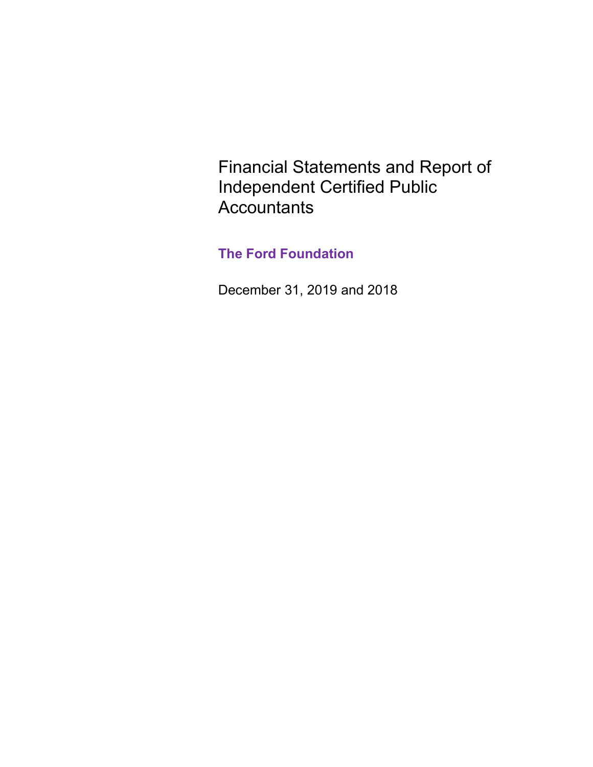# Financial Statements and Report of Independent Certified Public Accountants

## The Ford Foundation

December 31, 2019 and 2018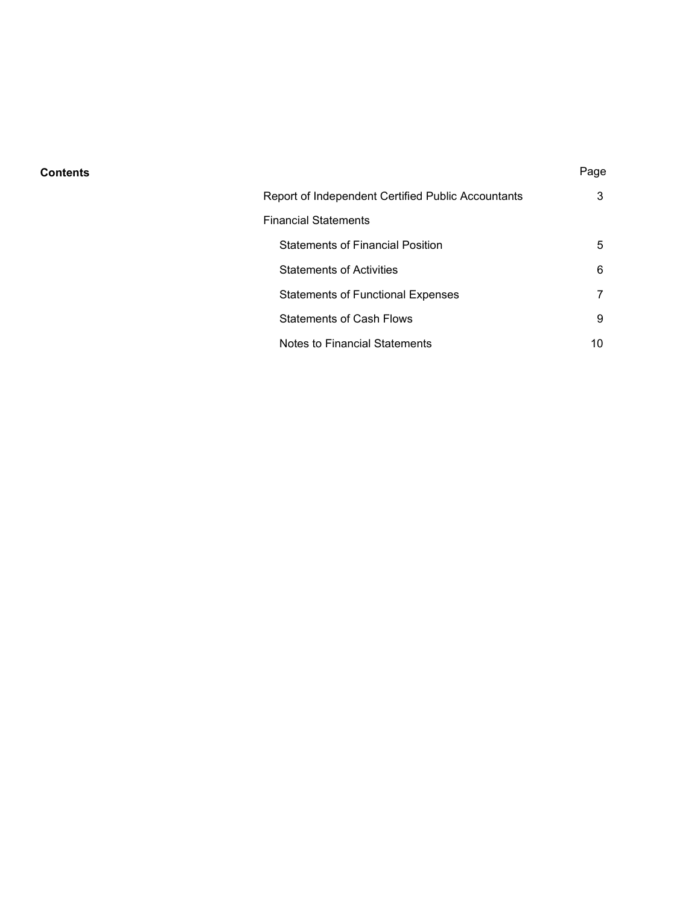**Contents**

| | Page |
|---|---|
| Report of Independent Certified Public Accountants | 3 |
| Financial Statements | |
| Statements of Financial Position | 5 |
| Statements of Activities | 6 |
| Statements of Functional Expenses | 7 |
| Statements of Cash Flows | 9 |
| Notes to Financial Statements | 10 |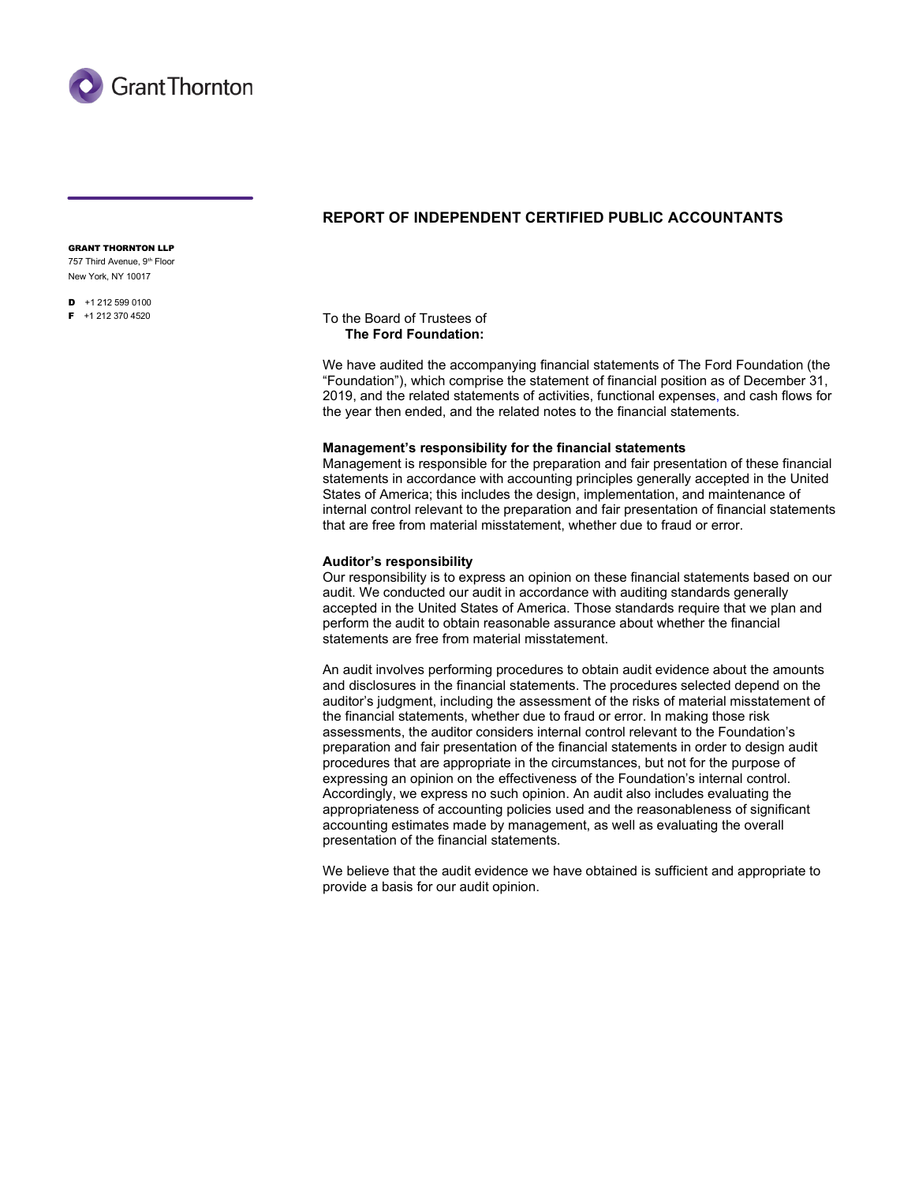GRANT THORNTON LLP
757 Third Avenue, 9th Floor
New York, NY 10017

D +1 212 599 0100
F +1 212 370 4520

## REPORT OF INDEPENDENT CERTIFIED PUBLIC ACCOUNTANTS

To the Board of Trustees of
**The Ford Foundation:**

We have audited the accompanying financial statements of The Ford Foundation (the "Foundation"), which comprise the statement of financial position as of December 31, 2019, and the related statements of activities, functional expenses, and cash flows for the year then ended, and the related notes to the financial statements.

**Management's responsibility for the financial statements**
Management is responsible for the preparation and fair presentation of these financial statements in accordance with accounting principles generally accepted in the United States of America; this includes the design, implementation, and maintenance of internal control relevant to the preparation and fair presentation of financial statements that are free from material misstatement, whether due to fraud or error.

**Auditor's responsibility**
Our responsibility is to express an opinion on these financial statements based on our audit. We conducted our audit in accordance with auditing standards generally accepted in the United States of America. Those standards require that we plan and perform the audit to obtain reasonable assurance about whether the financial statements are free from material misstatement.

An audit involves performing procedures to obtain audit evidence about the amounts and disclosures in the financial statements. The procedures selected depend on the auditor's judgment, including the assessment of the risks of material misstatement of the financial statements, whether due to fraud or error. In making those risk assessments, the auditor considers internal control relevant to the Foundation's preparation and fair presentation of the financial statements in order to design audit procedures that are appropriate in the circumstances, but not for the purpose of expressing an opinion on the effectiveness of the Foundation's internal control. Accordingly, we express no such opinion. An audit also includes evaluating the appropriateness of accounting policies used and the reasonableness of significant accounting estimates made by management, as well as evaluating the overall presentation of the financial statements.

We believe that the audit evidence we have obtained is sufficient and appropriate to provide a basis for our audit opinion.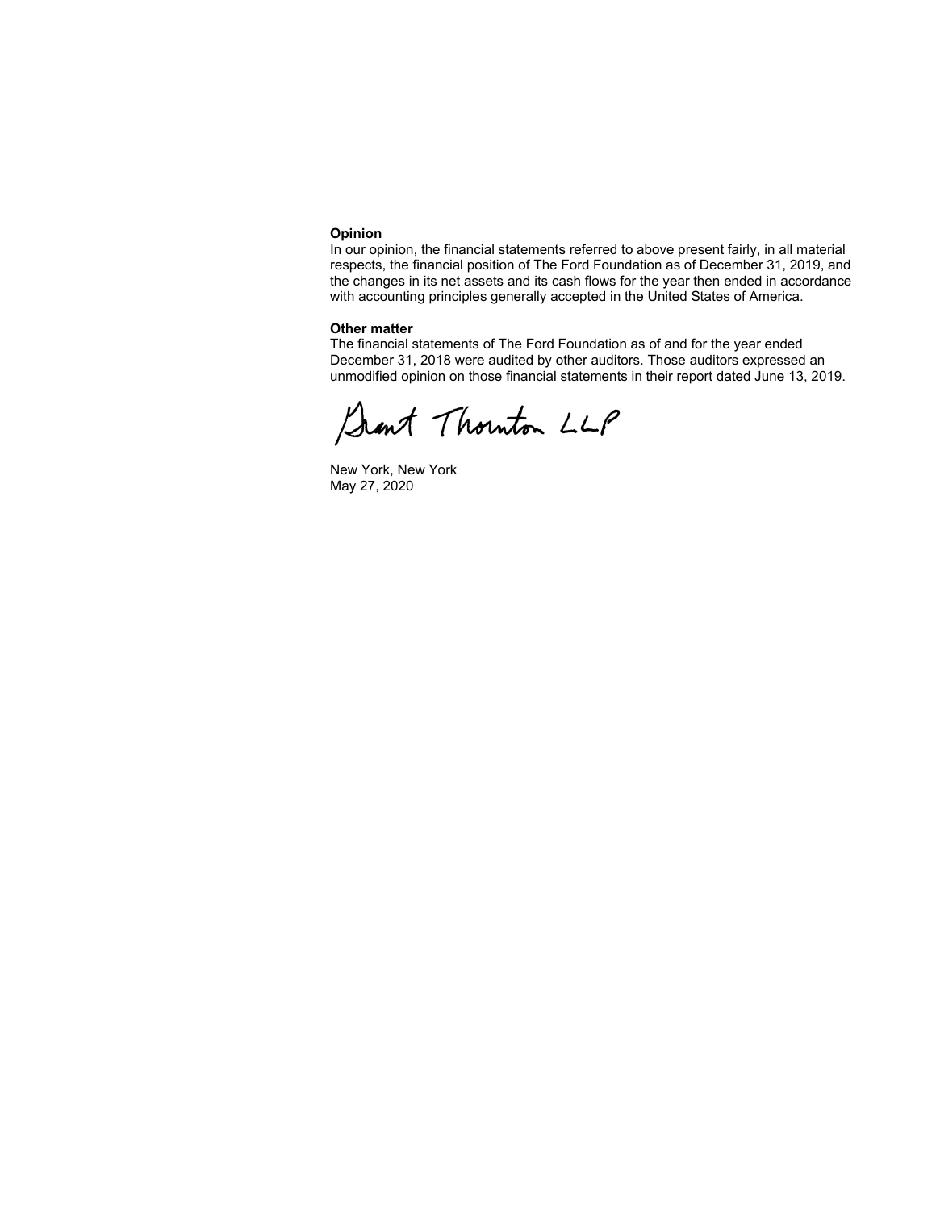**Opinion**

In our opinion, the financial statements referred to above present fairly, in all material respects, the financial position of The Ford Foundation as of December 31, 2019, and the changes in its net assets and its cash flows for the year then ended in accordance with accounting principles generally accepted in the United States of America.

**Other matter**

The financial statements of The Ford Foundation as of and for the year ended December 31, 2018 were audited by other auditors. Those auditors expressed an unmodified opinion on those financial statements in their report dated June 13, 2019.

Grant Thornton LLP

New York, New York
May 27, 2020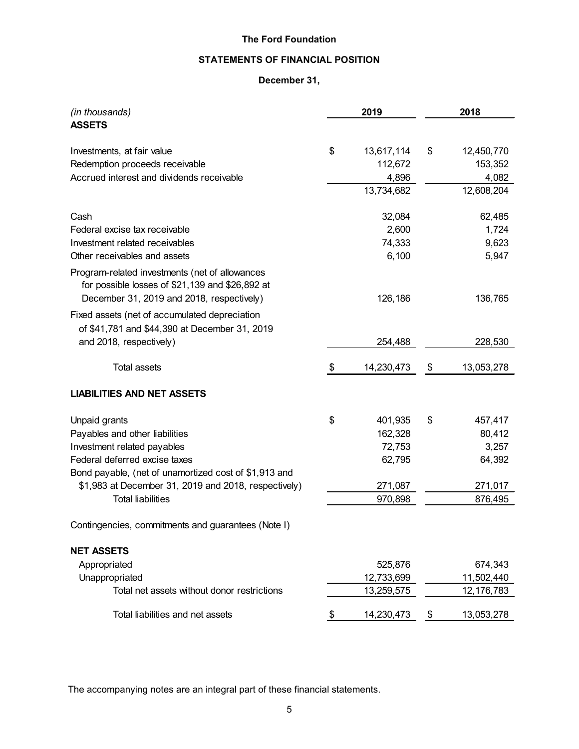# The Ford Foundation

## STATEMENTS OF FINANCIAL POSITION

**December 31,**

| *(in thousands)* | 2019 | 2018 |
|---|---|---|
| **ASSETS** | | |
| Investments, at fair value | $ 13,617,114 | $ 12,450,770 |
| Redemption proceeds receivable | 112,672 | 153,352 |
| Accrued interest and dividends receivable | 4,896 | 4,082 |
| | 13,734,682 | 12,608,204 |
| Cash | 32,084 | 62,485 |
| Federal excise tax receivable | 2,600 | 1,724 |
| Investment related receivables | 74,333 | 9,623 |
| Other receivables and assets | 6,100 | 5,947 |
| Program-related investments (net of allowances for possible losses of $21,139 and $26,892 at December 31, 2019 and 2018, respectively) | 126,186 | 136,765 |
| Fixed assets (net of accumulated depreciation of $41,781 and $44,390 at December 31, 2019 and 2018, respectively) | 254,488 | 228,530 |
| Total assets | $ 14,230,473 | $ 13,053,278 |
| **LIABILITIES AND NET ASSETS** | | |
| Unpaid grants | $ 401,935 | $ 457,417 |
| Payables and other liabilities | 162,328 | 80,412 |
| Investment related payables | 72,753 | 3,257 |
| Federal deferred excise taxes | 62,795 | 64,392 |
| Bond payable, (net of unamortized cost of $1,913 and $1,983 at December 31, 2019 and 2018, respectively) | 271,087 | 271,017 |
| Total liabilities | 970,898 | 876,495 |
| Contingencies, commitments and guarantees (Note I) | | |
| **NET ASSETS** | | |
| Appropriated | 525,876 | 674,343 |
| Unappropriated | 12,733,699 | 11,502,440 |
| Total net assets without donor restrictions | 13,259,575 | 12,176,783 |
| Total liabilities and net assets | $ 14,230,473 | $ 13,053,278 |

The accompanying notes are an integral part of these financial statements.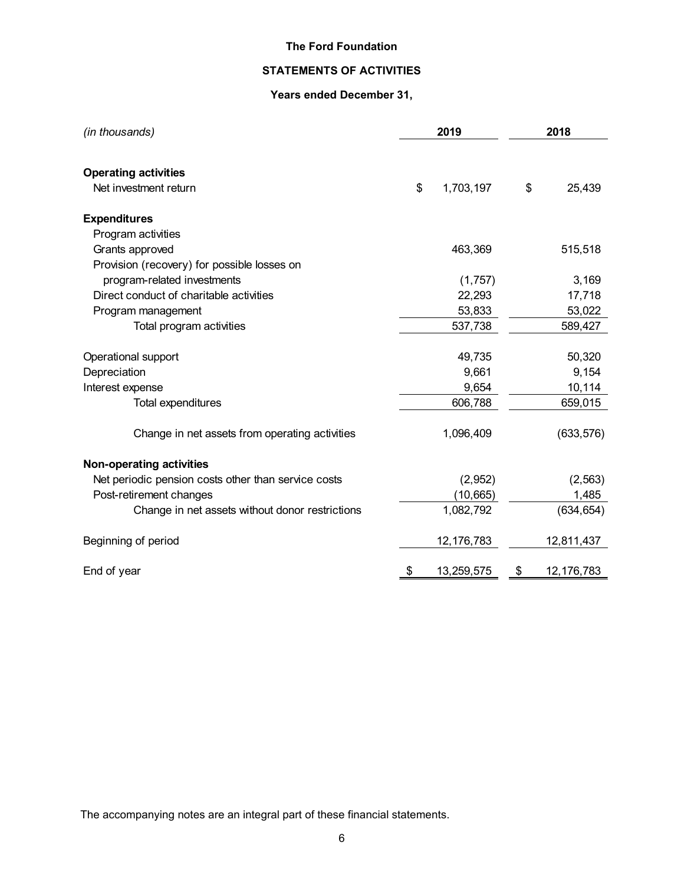**The Ford Foundation**

**STATEMENTS OF ACTIVITIES**

**Years ended December 31,**

| *(in thousands)* | 2019 | 2018 |
|---|---|---|
| **Operating activities** | | |
| Net investment return | $ 1,703,197 | $ 25,439 |
| **Expenditures** | | |
| Program activities | | |
| Grants approved | 463,369 | 515,518 |
| Provision (recovery) for possible losses on program-related investments | (1,757) | 3,169 |
| Direct conduct of charitable activities | 22,293 | 17,718 |
| Program management | 53,833 | 53,022 |
| Total program activities | 537,738 | 589,427 |
| Operational support | 49,735 | 50,320 |
| Depreciation | 9,661 | 9,154 |
| Interest expense | 9,654 | 10,114 |
| Total expenditures | 606,788 | 659,015 |
| Change in net assets from operating activities | 1,096,409 | (633,576) |
| **Non-operating activities** | | |
| Net periodic pension costs other than service costs | (2,952) | (2,563) |
| Post-retirement changes | (10,665) | 1,485 |
| Change in net assets without donor restrictions | 1,082,792 | (634,654) |
| Beginning of period | 12,176,783 | 12,811,437 |
| End of year | $ 13,259,575 | $ 12,176,783 |

The accompanying notes are an integral part of these financial statements.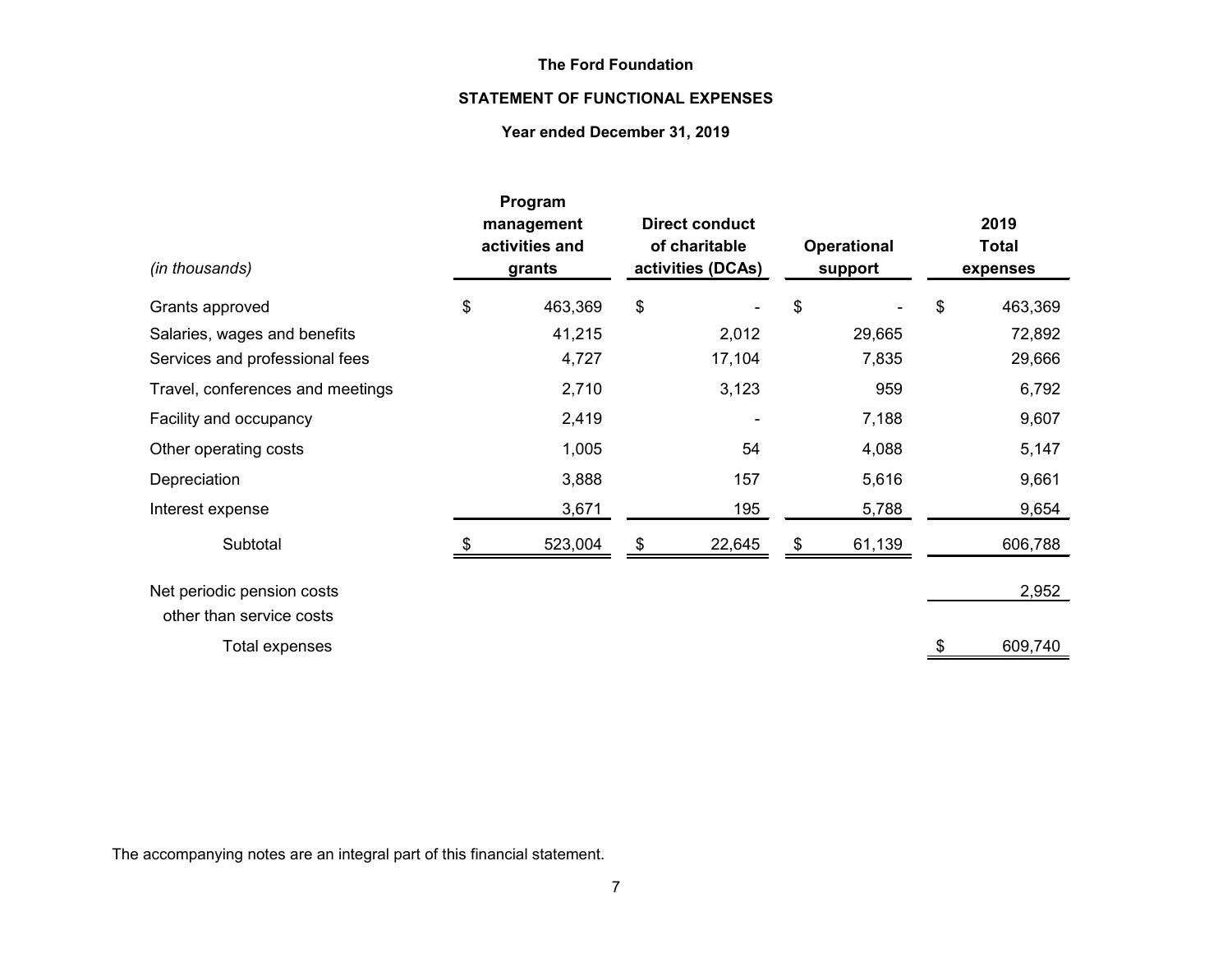**The Ford Foundation**

**STATEMENT OF FUNCTIONAL EXPENSES**

**Year ended December 31, 2019**

| *(in thousands)* | Program management activities and grants | Direct conduct of charitable activities (DCAs) | Operational support | 2019 Total expenses |
|---|---|---|---|---|
| Grants approved | $ 463,369 | $ - | $ - | $ 463,369 |
| Salaries, wages and benefits | 41,215 | 2,012 | 29,665 | 72,892 |
| Services and professional fees | 4,727 | 17,104 | 7,835 | 29,666 |
| Travel, conferences and meetings | 2,710 | 3,123 | 959 | 6,792 |
| Facility and occupancy | 2,419 | - | 7,188 | 9,607 |
| Other operating costs | 1,005 | 54 | 4,088 | 5,147 |
| Depreciation | 3,888 | 157 | 5,616 | 9,661 |
| Interest expense | 3,671 | 195 | 5,788 | 9,654 |
| Subtotal | $ 523,004 | $ 22,645 | $ 61,139 | 606,788 |
| Net periodic pension costs other than service costs | | | | 2,952 |
| Total expenses | | | | $ 609,740 |

The accompanying notes are an integral part of this financial statement.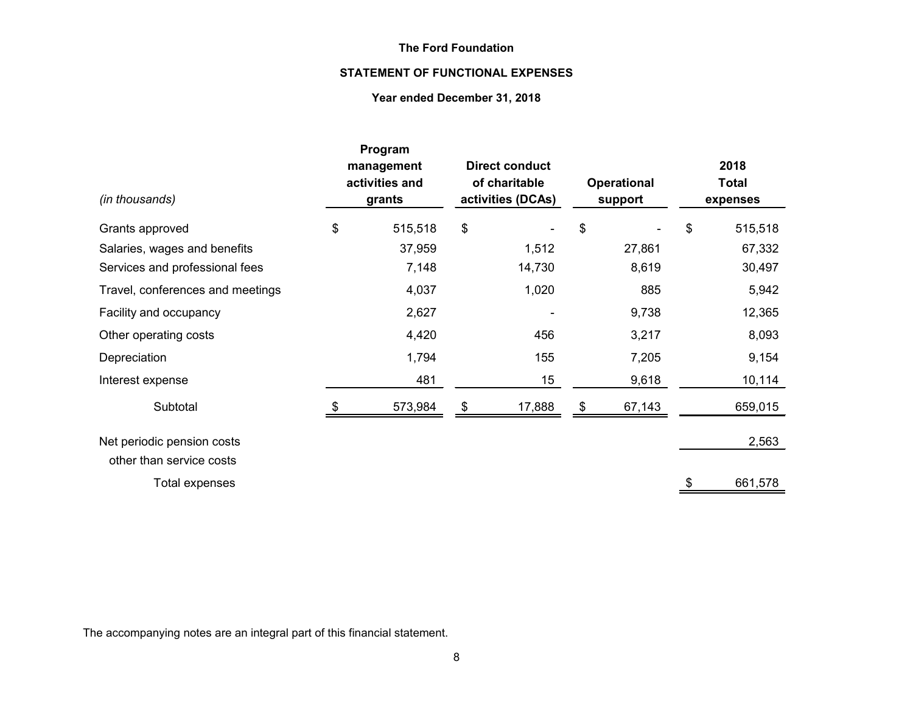**The Ford Foundation**

**STATEMENT OF FUNCTIONAL EXPENSES**

**Year ended December 31, 2018**

| *(in thousands)* | Program management activities and grants | Direct conduct of charitable activities (DCAs) | Operational support | 2018 Total expenses |
|---|---|---|---|---|
| Grants approved | $ 515,518 | $ - | $ - | $ 515,518 |
| Salaries, wages and benefits | 37,959 | 1,512 | 27,861 | 67,332 |
| Services and professional fees | 7,148 | 14,730 | 8,619 | 30,497 |
| Travel, conferences and meetings | 4,037 | 1,020 | 885 | 5,942 |
| Facility and occupancy | 2,627 | - | 9,738 | 12,365 |
| Other operating costs | 4,420 | 456 | 3,217 | 8,093 |
| Depreciation | 1,794 | 155 | 7,205 | 9,154 |
| Interest expense | 481 | 15 | 9,618 | 10,114 |
| Subtotal | $ 573,984 | $ 17,888 | $ 67,143 | 659,015 |
| Net periodic pension costs other than service costs | | | | 2,563 |
| Total expenses | | | | $ 661,578 |

The accompanying notes are an integral part of this financial statement.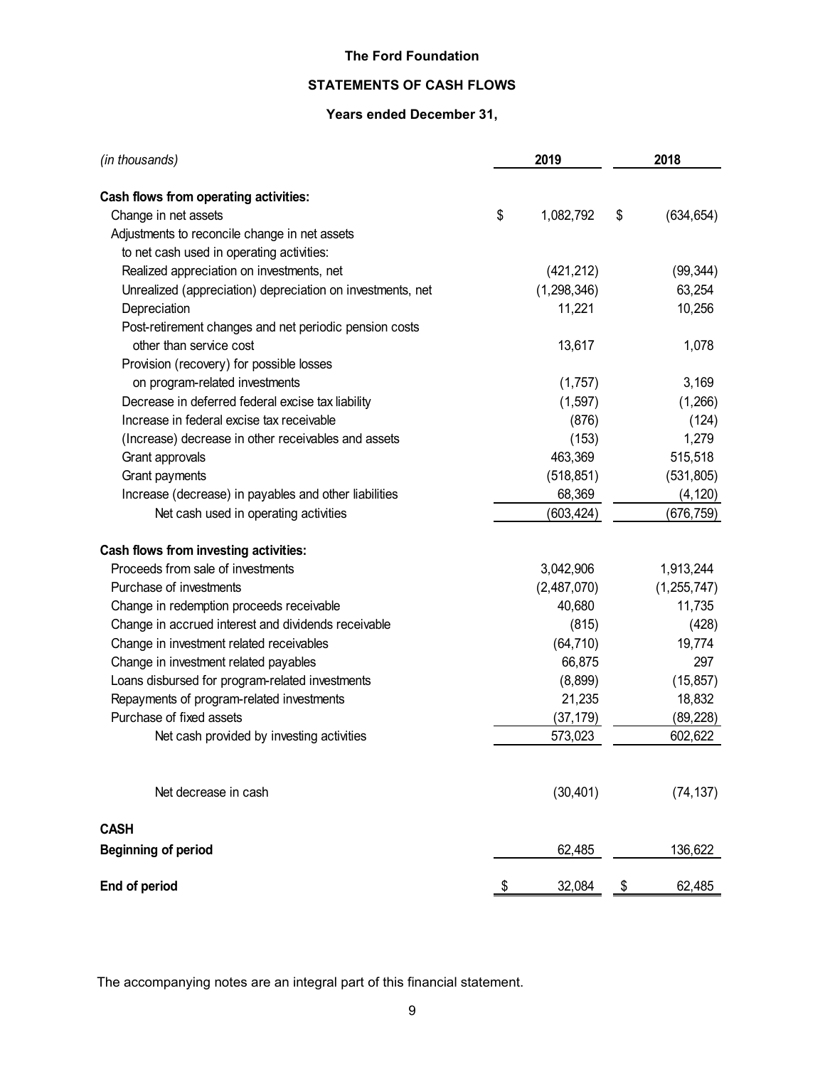# The Ford Foundation

## STATEMENTS OF CASH FLOWS

### Years ended December 31,

| *(in thousands)* | 2019 | 2018 |
|---|---|---|
| **Cash flows from operating activities:** | | |
| Change in net assets | $ 1,082,792 | $ (634,654) |
| Adjustments to reconcile change in net assets to net cash used in operating activities: | | |
| Realized appreciation on investments, net | (421,212) | (99,344) |
| Unrealized (appreciation) depreciation on investments, net | (1,298,346) | 63,254 |
| Depreciation | 11,221 | 10,256 |
| Post-retirement changes and net periodic pension costs other than service cost | 13,617 | 1,078 |
| Provision (recovery) for possible losses on program-related investments | (1,757) | 3,169 |
| Decrease in deferred federal excise tax liability | (1,597) | (1,266) |
| Increase in federal excise tax receivable | (876) | (124) |
| (Increase) decrease in other receivables and assets | (153) | 1,279 |
| Grant approvals | 463,369 | 515,518 |
| Grant payments | (518,851) | (531,805) |
| Increase (decrease) in payables and other liabilities | 68,369 | (4,120) |
| Net cash used in operating activities | (603,424) | (676,759) |
| **Cash flows from investing activities:** | | |
| Proceeds from sale of investments | 3,042,906 | 1,913,244 |
| Purchase of investments | (2,487,070) | (1,255,747) |
| Change in redemption proceeds receivable | 40,680 | 11,735 |
| Change in accrued interest and dividends receivable | (815) | (428) |
| Change in investment related receivables | (64,710) | 19,774 |
| Change in investment related payables | 66,875 | 297 |
| Loans disbursed for program-related investments | (8,899) | (15,857) |
| Repayments of program-related investments | 21,235 | 18,832 |
| Purchase of fixed assets | (37,179) | (89,228) |
| Net cash provided by investing activities | 573,023 | 602,622 |
| Net decrease in cash | (30,401) | (74,137) |
| **CASH** | | |
| **Beginning of period** | 62,485 | 136,622 |
| **End of period** | $ 32,084 | $ 62,485 |

The accompanying notes are an integral part of this financial statement.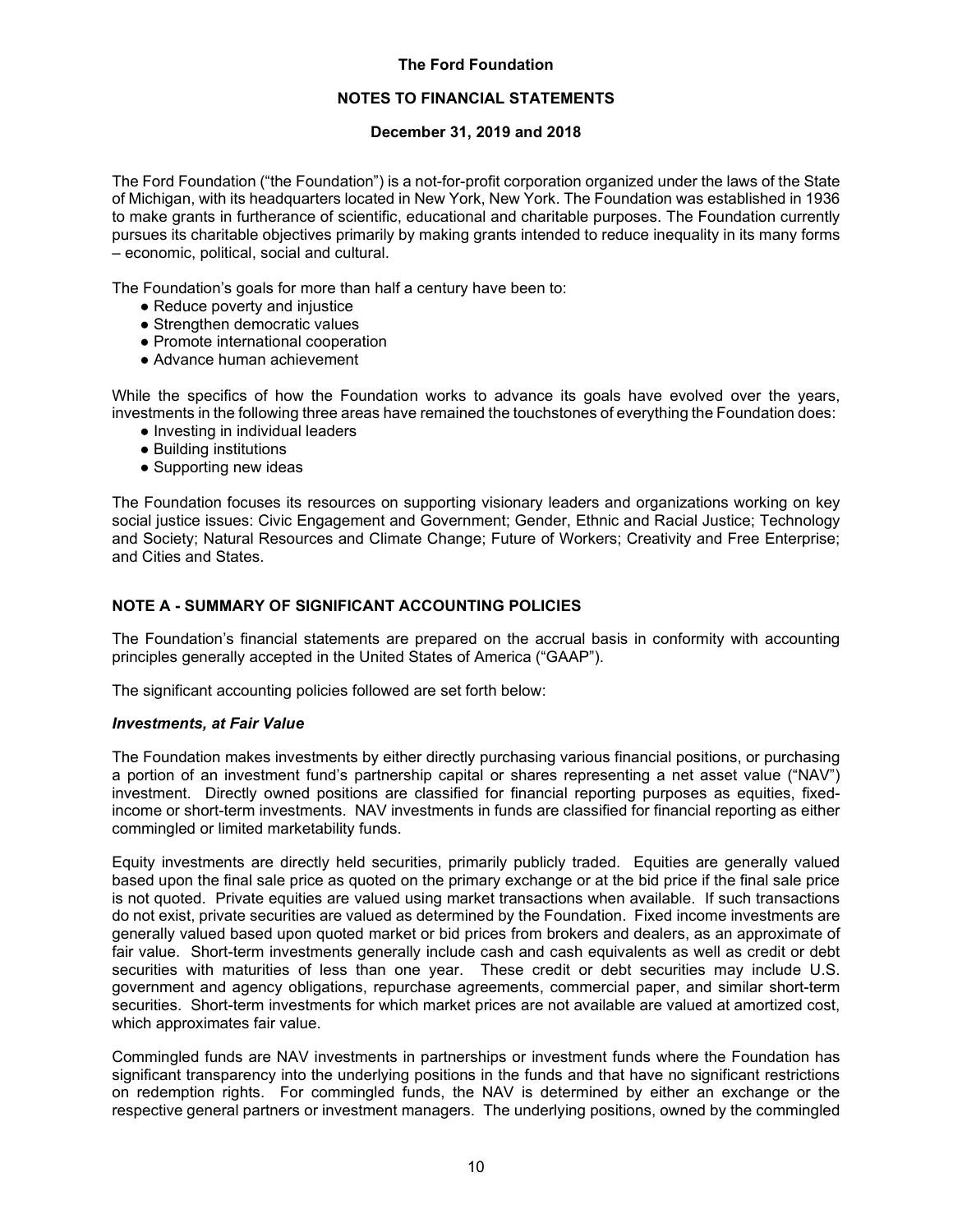# The Ford Foundation

## NOTES TO FINANCIAL STATEMENTS

### December 31, 2019 and 2018

The Ford Foundation ("the Foundation") is a not-for-profit corporation organized under the laws of the State of Michigan, with its headquarters located in New York, New York. The Foundation was established in 1936 to make grants in furtherance of scientific, educational and charitable purposes. The Foundation currently pursues its charitable objectives primarily by making grants intended to reduce inequality in its many forms – economic, political, social and cultural.

The Foundation's goals for more than half a century have been to:

- Reduce poverty and injustice
- Strengthen democratic values
- Promote international cooperation
- Advance human achievement

While the specifics of how the Foundation works to advance its goals have evolved over the years, investments in the following three areas have remained the touchstones of everything the Foundation does:

- Investing in individual leaders
- Building institutions
- Supporting new ideas

The Foundation focuses its resources on supporting visionary leaders and organizations working on key social justice issues: Civic Engagement and Government; Gender, Ethnic and Racial Justice; Technology and Society; Natural Resources and Climate Change; Future of Workers; Creativity and Free Enterprise; and Cities and States.

## NOTE A - SUMMARY OF SIGNIFICANT ACCOUNTING POLICIES

The Foundation's financial statements are prepared on the accrual basis in conformity with accounting principles generally accepted in the United States of America ("GAAP").

The significant accounting policies followed are set forth below:

### *Investments, at Fair Value*

The Foundation makes investments by either directly purchasing various financial positions, or purchasing a portion of an investment fund's partnership capital or shares representing a net asset value ("NAV") investment. Directly owned positions are classified for financial reporting purposes as equities, fixed-income or short-term investments. NAV investments in funds are classified for financial reporting as either commingled or limited marketability funds.

Equity investments are directly held securities, primarily publicly traded. Equities are generally valued based upon the final sale price as quoted on the primary exchange or at the bid price if the final sale price is not quoted. Private equities are valued using market transactions when available. If such transactions do not exist, private securities are valued as determined by the Foundation. Fixed income investments are generally valued based upon quoted market or bid prices from brokers and dealers, as an approximate of fair value. Short-term investments generally include cash and cash equivalents as well as credit or debt securities with maturities of less than one year. These credit or debt securities may include U.S. government and agency obligations, repurchase agreements, commercial paper, and similar short-term securities. Short-term investments for which market prices are not available are valued at amortized cost, which approximates fair value.

Commingled funds are NAV investments in partnerships or investment funds where the Foundation has significant transparency into the underlying positions in the funds and that have no significant restrictions on redemption rights. For commingled funds, the NAV is determined by either an exchange or the respective general partners or investment managers. The underlying positions, owned by the commingled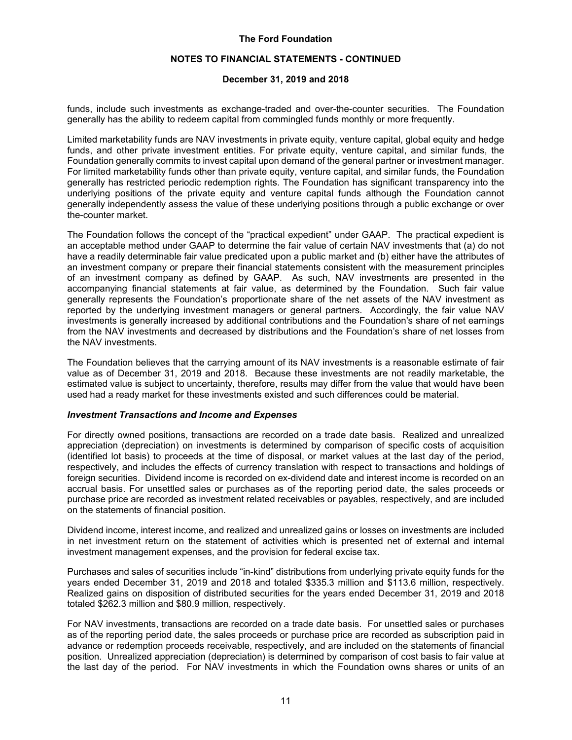funds, include such investments as exchange-traded and over-the-counter securities. The Foundation generally has the ability to redeem capital from commingled funds monthly or more frequently.

Limited marketability funds are NAV investments in private equity, venture capital, global equity and hedge funds, and other private investment entities. For private equity, venture capital, and similar funds, the Foundation generally commits to invest capital upon demand of the general partner or investment manager. For limited marketability funds other than private equity, venture capital, and similar funds, the Foundation generally has restricted periodic redemption rights. The Foundation has significant transparency into the underlying positions of the private equity and venture capital funds although the Foundation cannot generally independently assess the value of these underlying positions through a public exchange or over the-counter market.

The Foundation follows the concept of the "practical expedient" under GAAP. The practical expedient is an acceptable method under GAAP to determine the fair value of certain NAV investments that (a) do not have a readily determinable fair value predicated upon a public market and (b) either have the attributes of an investment company or prepare their financial statements consistent with the measurement principles of an investment company as defined by GAAP. As such, NAV investments are presented in the accompanying financial statements at fair value, as determined by the Foundation. Such fair value generally represents the Foundation's proportionate share of the net assets of the NAV investment as reported by the underlying investment managers or general partners. Accordingly, the fair value NAV investments is generally increased by additional contributions and the Foundation's share of net earnings from the NAV investments and decreased by distributions and the Foundation's share of net losses from the NAV investments.

The Foundation believes that the carrying amount of its NAV investments is a reasonable estimate of fair value as of December 31, 2019 and 2018. Because these investments are not readily marketable, the estimated value is subject to uncertainty, therefore, results may differ from the value that would have been used had a ready market for these investments existed and such differences could be material.

***Investment Transactions and Income and Expenses***

For directly owned positions, transactions are recorded on a trade date basis. Realized and unrealized appreciation (depreciation) on investments is determined by comparison of specific costs of acquisition (identified lot basis) to proceeds at the time of disposal, or market values at the last day of the period, respectively, and includes the effects of currency translation with respect to transactions and holdings of foreign securities. Dividend income is recorded on ex-dividend date and interest income is recorded on an accrual basis. For unsettled sales or purchases as of the reporting period date, the sales proceeds or purchase price are recorded as investment related receivables or payables, respectively, and are included on the statements of financial position.

Dividend income, interest income, and realized and unrealized gains or losses on investments are included in net investment return on the statement of activities which is presented net of external and internal investment management expenses, and the provision for federal excise tax.

Purchases and sales of securities include "in-kind" distributions from underlying private equity funds for the years ended December 31, 2019 and 2018 and totaled \$335.3 million and \$113.6 million, respectively. Realized gains on disposition of distributed securities for the years ended December 31, 2019 and 2018 totaled \$262.3 million and \$80.9 million, respectively.

For NAV investments, transactions are recorded on a trade date basis. For unsettled sales or purchases as of the reporting period date, the sales proceeds or purchase price are recorded as subscription paid in advance or redemption proceeds receivable, respectively, and are included on the statements of financial position. Unrealized appreciation (depreciation) is determined by comparison of cost basis to fair value at the last day of the period. For NAV investments in which the Foundation owns shares or units of an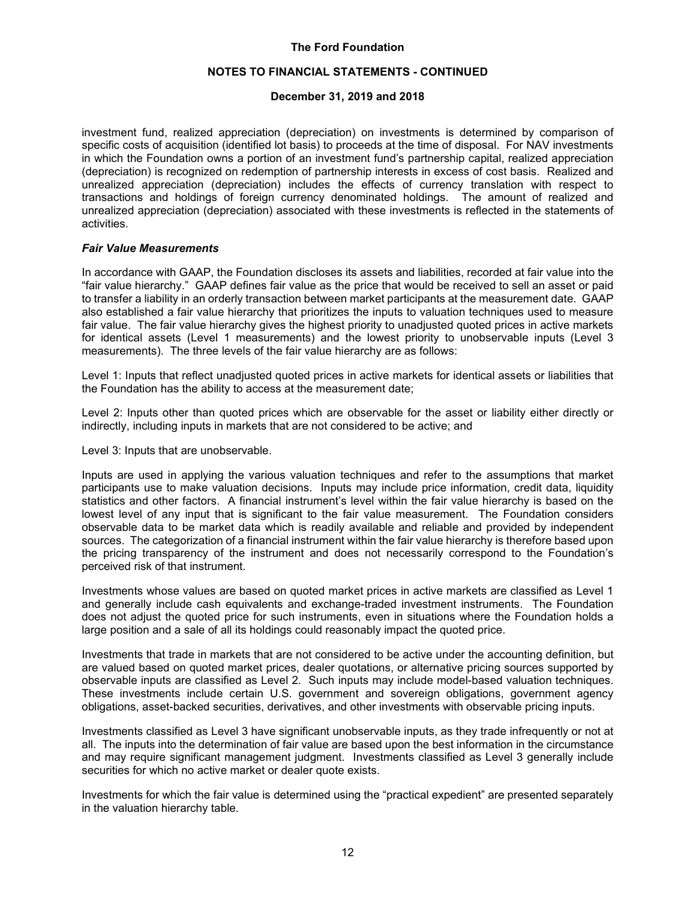investment fund, realized appreciation (depreciation) on investments is determined by comparison of specific costs of acquisition (identified lot basis) to proceeds at the time of disposal. For NAV investments in which the Foundation owns a portion of an investment fund's partnership capital, realized appreciation (depreciation) is recognized on redemption of partnership interests in excess of cost basis. Realized and unrealized appreciation (depreciation) includes the effects of currency translation with respect to transactions and holdings of foreign currency denominated holdings. The amount of realized and unrealized appreciation (depreciation) associated with these investments is reflected in the statements of activities.

***Fair Value Measurements***

In accordance with GAAP, the Foundation discloses its assets and liabilities, recorded at fair value into the "fair value hierarchy." GAAP defines fair value as the price that would be received to sell an asset or paid to transfer a liability in an orderly transaction between market participants at the measurement date. GAAP also established a fair value hierarchy that prioritizes the inputs to valuation techniques used to measure fair value. The fair value hierarchy gives the highest priority to unadjusted quoted prices in active markets for identical assets (Level 1 measurements) and the lowest priority to unobservable inputs (Level 3 measurements). The three levels of the fair value hierarchy are as follows:

Level 1: Inputs that reflect unadjusted quoted prices in active markets for identical assets or liabilities that the Foundation has the ability to access at the measurement date;

Level 2: Inputs other than quoted prices which are observable for the asset or liability either directly or indirectly, including inputs in markets that are not considered to be active; and

Level 3: Inputs that are unobservable.

Inputs are used in applying the various valuation techniques and refer to the assumptions that market participants use to make valuation decisions. Inputs may include price information, credit data, liquidity statistics and other factors. A financial instrument's level within the fair value hierarchy is based on the lowest level of any input that is significant to the fair value measurement. The Foundation considers observable data to be market data which is readily available and reliable and provided by independent sources. The categorization of a financial instrument within the fair value hierarchy is therefore based upon the pricing transparency of the instrument and does not necessarily correspond to the Foundation's perceived risk of that instrument.

Investments whose values are based on quoted market prices in active markets are classified as Level 1 and generally include cash equivalents and exchange-traded investment instruments. The Foundation does not adjust the quoted price for such instruments, even in situations where the Foundation holds a large position and a sale of all its holdings could reasonably impact the quoted price.

Investments that trade in markets that are not considered to be active under the accounting definition, but are valued based on quoted market prices, dealer quotations, or alternative pricing sources supported by observable inputs are classified as Level 2. Such inputs may include model-based valuation techniques. These investments include certain U.S. government and sovereign obligations, government agency obligations, asset-backed securities, derivatives, and other investments with observable pricing inputs.

Investments classified as Level 3 have significant unobservable inputs, as they trade infrequently or not at all. The inputs into the determination of fair value are based upon the best information in the circumstance and may require significant management judgment. Investments classified as Level 3 generally include securities for which no active market or dealer quote exists.

Investments for which the fair value is determined using the "practical expedient" are presented separately in the valuation hierarchy table.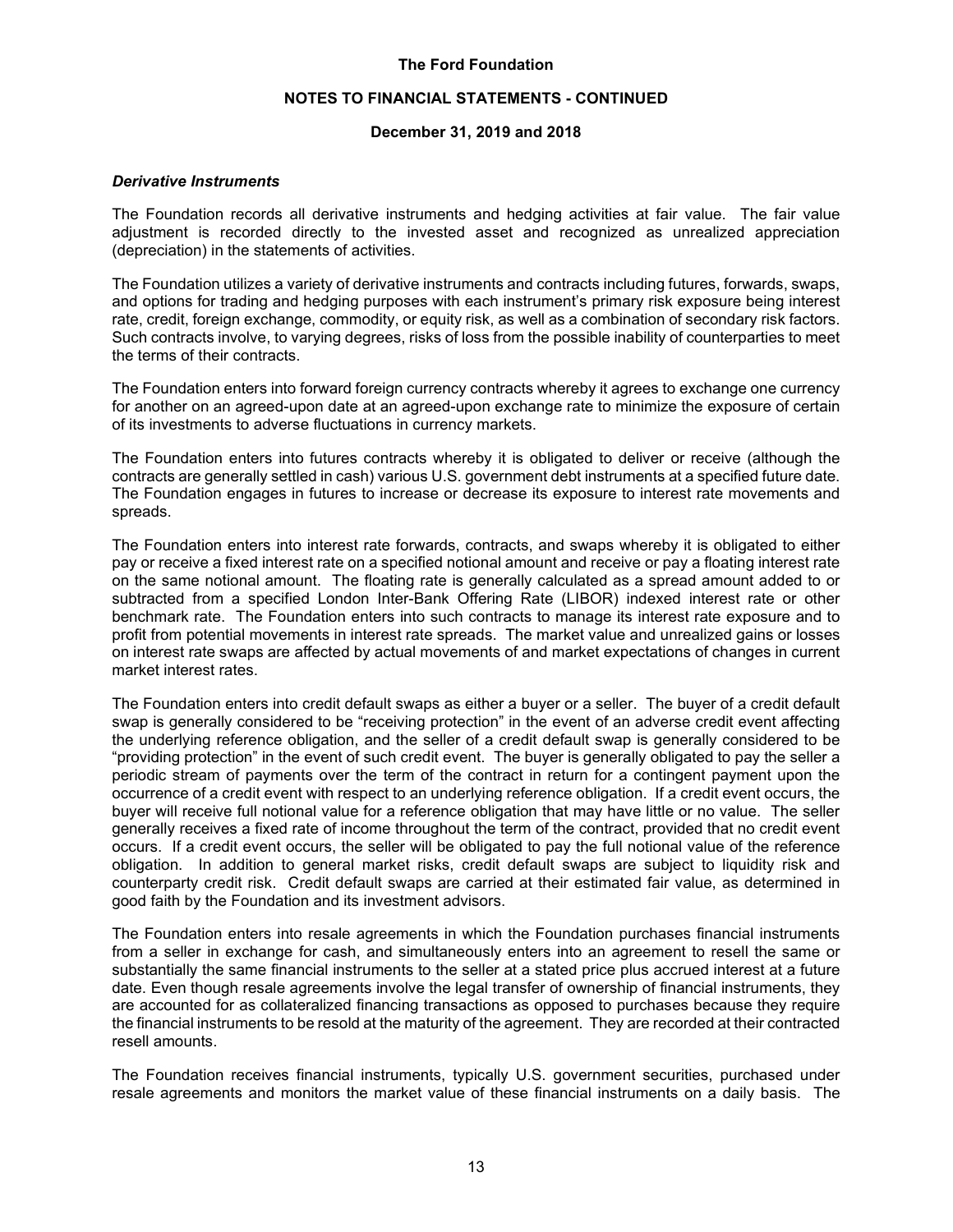### *Derivative Instruments*

The Foundation records all derivative instruments and hedging activities at fair value. The fair value adjustment is recorded directly to the invested asset and recognized as unrealized appreciation (depreciation) in the statements of activities.

The Foundation utilizes a variety of derivative instruments and contracts including futures, forwards, swaps, and options for trading and hedging purposes with each instrument's primary risk exposure being interest rate, credit, foreign exchange, commodity, or equity risk, as well as a combination of secondary risk factors. Such contracts involve, to varying degrees, risks of loss from the possible inability of counterparties to meet the terms of their contracts.

The Foundation enters into forward foreign currency contracts whereby it agrees to exchange one currency for another on an agreed-upon date at an agreed-upon exchange rate to minimize the exposure of certain of its investments to adverse fluctuations in currency markets.

The Foundation enters into futures contracts whereby it is obligated to deliver or receive (although the contracts are generally settled in cash) various U.S. government debt instruments at a specified future date. The Foundation engages in futures to increase or decrease its exposure to interest rate movements and spreads.

The Foundation enters into interest rate forwards, contracts, and swaps whereby it is obligated to either pay or receive a fixed interest rate on a specified notional amount and receive or pay a floating interest rate on the same notional amount. The floating rate is generally calculated as a spread amount added to or subtracted from a specified London Inter-Bank Offering Rate (LIBOR) indexed interest rate or other benchmark rate. The Foundation enters into such contracts to manage its interest rate exposure and to profit from potential movements in interest rate spreads. The market value and unrealized gains or losses on interest rate swaps are affected by actual movements of and market expectations of changes in current market interest rates.

The Foundation enters into credit default swaps as either a buyer or a seller. The buyer of a credit default swap is generally considered to be "receiving protection" in the event of an adverse credit event affecting the underlying reference obligation, and the seller of a credit default swap is generally considered to be "providing protection" in the event of such credit event. The buyer is generally obligated to pay the seller a periodic stream of payments over the term of the contract in return for a contingent payment upon the occurrence of a credit event with respect to an underlying reference obligation. If a credit event occurs, the buyer will receive full notional value for a reference obligation that may have little or no value. The seller generally receives a fixed rate of income throughout the term of the contract, provided that no credit event occurs. If a credit event occurs, the seller will be obligated to pay the full notional value of the reference obligation. In addition to general market risks, credit default swaps are subject to liquidity risk and counterparty credit risk. Credit default swaps are carried at their estimated fair value, as determined in good faith by the Foundation and its investment advisors.

The Foundation enters into resale agreements in which the Foundation purchases financial instruments from a seller in exchange for cash, and simultaneously enters into an agreement to resell the same or substantially the same financial instruments to the seller at a stated price plus accrued interest at a future date. Even though resale agreements involve the legal transfer of ownership of financial instruments, they are accounted for as collateralized financing transactions as opposed to purchases because they require the financial instruments to be resold at the maturity of the agreement. They are recorded at their contracted resell amounts.

The Foundation receives financial instruments, typically U.S. government securities, purchased under resale agreements and monitors the market value of these financial instruments on a daily basis. The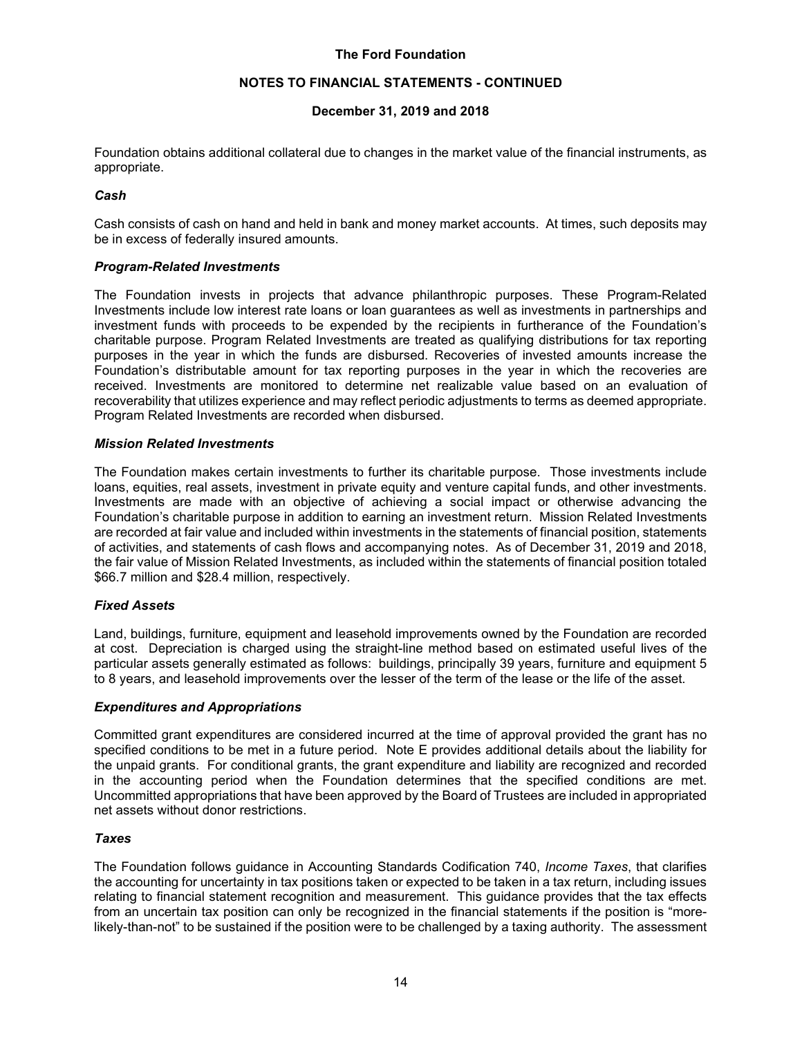Foundation obtains additional collateral due to changes in the market value of the financial instruments, as appropriate.

### *Cash*

Cash consists of cash on hand and held in bank and money market accounts. At times, such deposits may be in excess of federally insured amounts.

### *Program-Related Investments*

The Foundation invests in projects that advance philanthropic purposes. These Program-Related Investments include low interest rate loans or loan guarantees as well as investments in partnerships and investment funds with proceeds to be expended by the recipients in furtherance of the Foundation's charitable purpose. Program Related Investments are treated as qualifying distributions for tax reporting purposes in the year in which the funds are disbursed. Recoveries of invested amounts increase the Foundation's distributable amount for tax reporting purposes in the year in which the recoveries are received. Investments are monitored to determine net realizable value based on an evaluation of recoverability that utilizes experience and may reflect periodic adjustments to terms as deemed appropriate. Program Related Investments are recorded when disbursed.

### *Mission Related Investments*

The Foundation makes certain investments to further its charitable purpose. Those investments include loans, equities, real assets, investment in private equity and venture capital funds, and other investments. Investments are made with an objective of achieving a social impact or otherwise advancing the Foundation's charitable purpose in addition to earning an investment return. Mission Related Investments are recorded at fair value and included within investments in the statements of financial position, statements of activities, and statements of cash flows and accompanying notes. As of December 31, 2019 and 2018, the fair value of Mission Related Investments, as included within the statements of financial position totaled $66.7 million and $28.4 million, respectively.

### *Fixed Assets*

Land, buildings, furniture, equipment and leasehold improvements owned by the Foundation are recorded at cost. Depreciation is charged using the straight-line method based on estimated useful lives of the particular assets generally estimated as follows: buildings, principally 39 years, furniture and equipment 5 to 8 years, and leasehold improvements over the lesser of the term of the lease or the life of the asset.

### *Expenditures and Appropriations*

Committed grant expenditures are considered incurred at the time of approval provided the grant has no specified conditions to be met in a future period. Note E provides additional details about the liability for the unpaid grants. For conditional grants, the grant expenditure and liability are recognized and recorded in the accounting period when the Foundation determines that the specified conditions are met. Uncommitted appropriations that have been approved by the Board of Trustees are included in appropriated net assets without donor restrictions.

### *Taxes*

The Foundation follows guidance in Accounting Standards Codification 740, *Income Taxes*, that clarifies the accounting for uncertainty in tax positions taken or expected to be taken in a tax return, including issues relating to financial statement recognition and measurement. This guidance provides that the tax effects from an uncertain tax position can only be recognized in the financial statements if the position is "more-likely-than-not" to be sustained if the position were to be challenged by a taxing authority. The assessment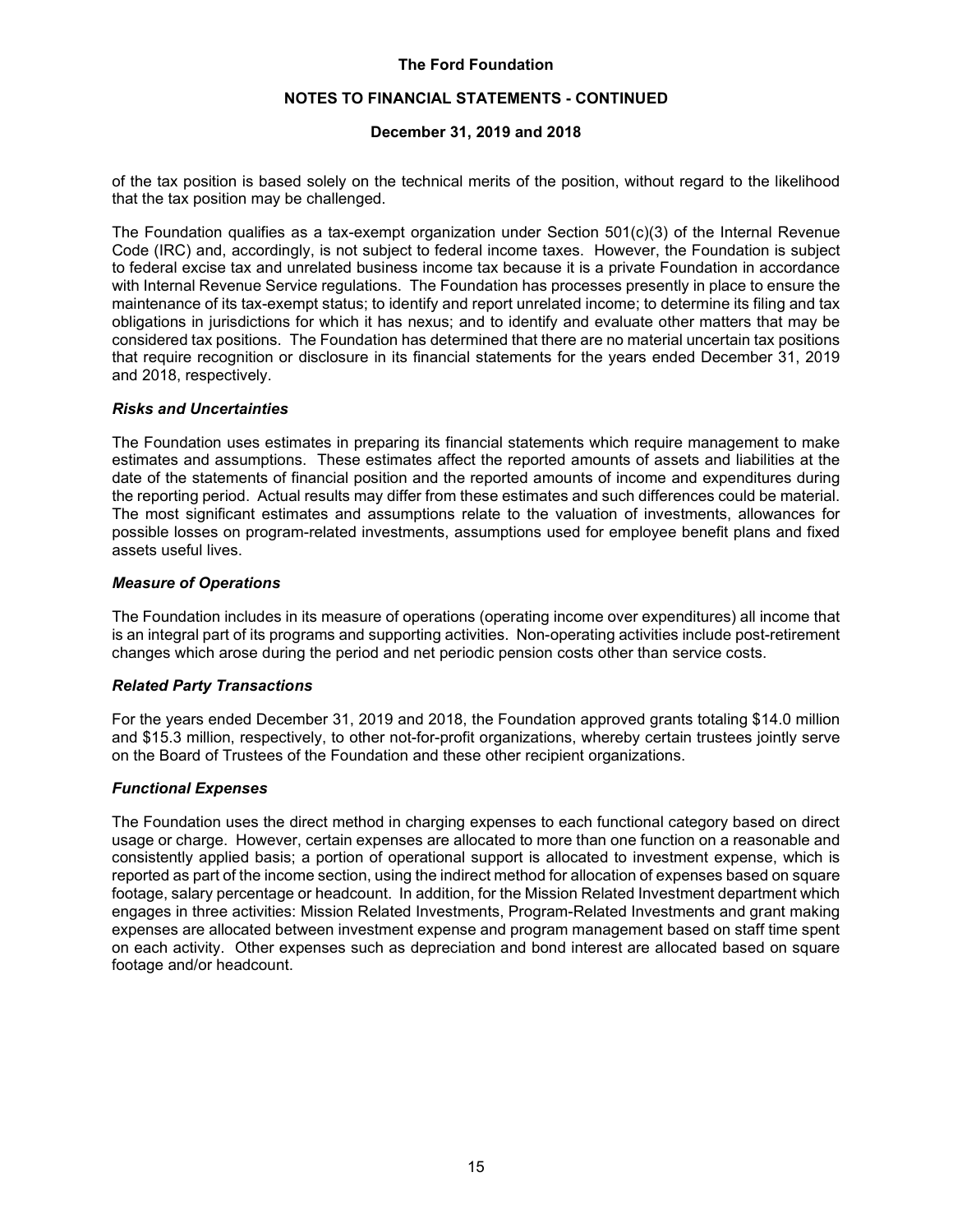of the tax position is based solely on the technical merits of the position, without regard to the likelihood that the tax position may be challenged.

The Foundation qualifies as a tax-exempt organization under Section 501(c)(3) of the Internal Revenue Code (IRC) and, accordingly, is not subject to federal income taxes. However, the Foundation is subject to federal excise tax and unrelated business income tax because it is a private Foundation in accordance with Internal Revenue Service regulations. The Foundation has processes presently in place to ensure the maintenance of its tax-exempt status; to identify and report unrelated income; to determine its filing and tax obligations in jurisdictions for which it has nexus; and to identify and evaluate other matters that may be considered tax positions. The Foundation has determined that there are no material uncertain tax positions that require recognition or disclosure in its financial statements for the years ended December 31, 2019 and 2018, respectively.

### *Risks and Uncertainties*

The Foundation uses estimates in preparing its financial statements which require management to make estimates and assumptions. These estimates affect the reported amounts of assets and liabilities at the date of the statements of financial position and the reported amounts of income and expenditures during the reporting period. Actual results may differ from these estimates and such differences could be material. The most significant estimates and assumptions relate to the valuation of investments, allowances for possible losses on program-related investments, assumptions used for employee benefit plans and fixed assets useful lives.

### *Measure of Operations*

The Foundation includes in its measure of operations (operating income over expenditures) all income that is an integral part of its programs and supporting activities. Non-operating activities include post-retirement changes which arose during the period and net periodic pension costs other than service costs.

### *Related Party Transactions*

For the years ended December 31, 2019 and 2018, the Foundation approved grants totaling $14.0 million and $15.3 million, respectively, to other not-for-profit organizations, whereby certain trustees jointly serve on the Board of Trustees of the Foundation and these other recipient organizations.

### *Functional Expenses*

The Foundation uses the direct method in charging expenses to each functional category based on direct usage or charge. However, certain expenses are allocated to more than one function on a reasonable and consistently applied basis; a portion of operational support is allocated to investment expense, which is reported as part of the income section, using the indirect method for allocation of expenses based on square footage, salary percentage or headcount. In addition, for the Mission Related Investment department which engages in three activities: Mission Related Investments, Program-Related Investments and grant making expenses are allocated between investment expense and program management based on staff time spent on each activity. Other expenses such as depreciation and bond interest are allocated based on square footage and/or headcount.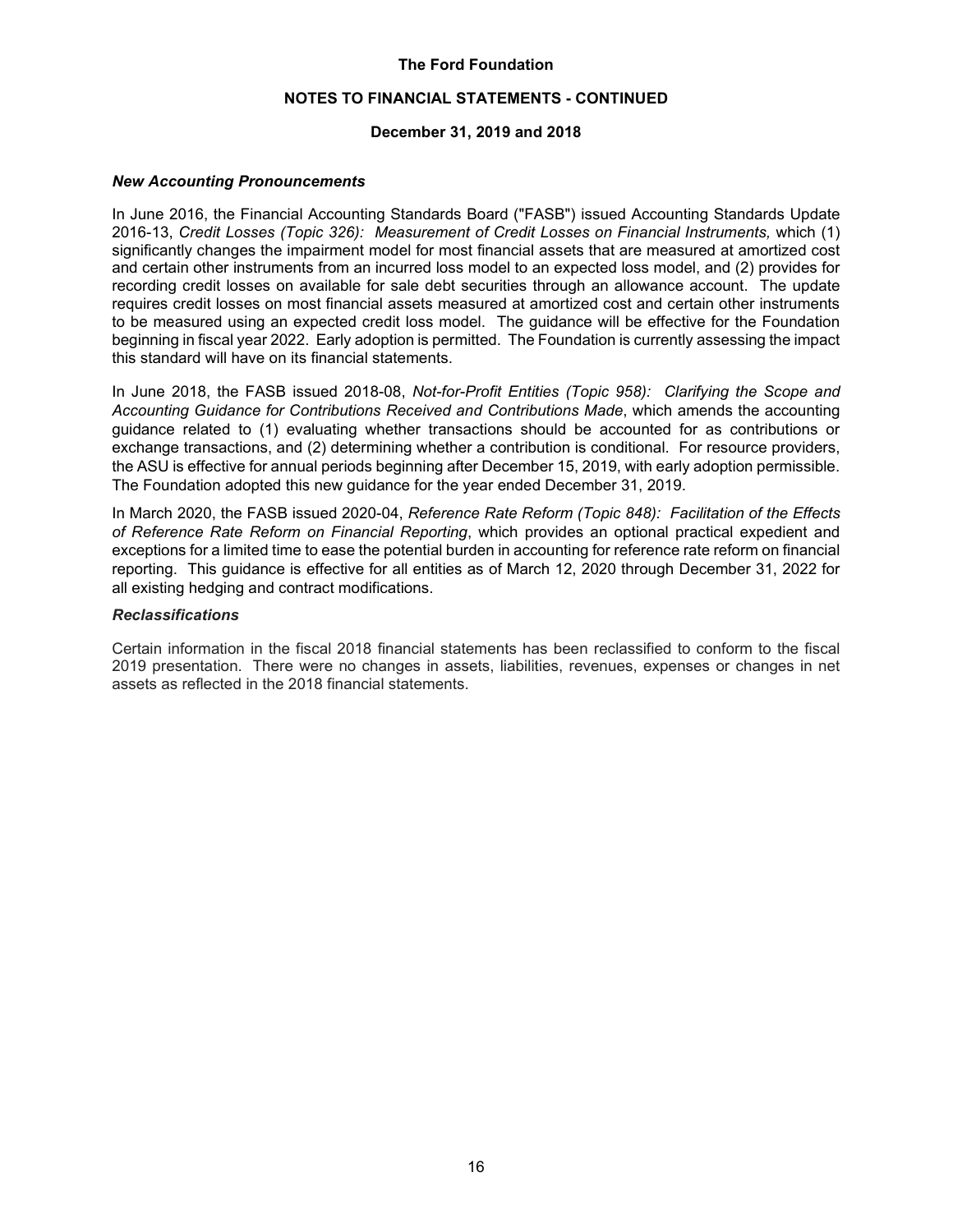### *New Accounting Pronouncements*

In June 2016, the Financial Accounting Standards Board ("FASB") issued Accounting Standards Update 2016-13, *Credit Losses (Topic 326): Measurement of Credit Losses on Financial Instruments,* which (1) significantly changes the impairment model for most financial assets that are measured at amortized cost and certain other instruments from an incurred loss model to an expected loss model, and (2) provides for recording credit losses on available for sale debt securities through an allowance account. The update requires credit losses on most financial assets measured at amortized cost and certain other instruments to be measured using an expected credit loss model. The guidance will be effective for the Foundation beginning in fiscal year 2022. Early adoption is permitted. The Foundation is currently assessing the impact this standard will have on its financial statements.

In June 2018, the FASB issued 2018-08, *Not-for-Profit Entities (Topic 958): Clarifying the Scope and Accounting Guidance for Contributions Received and Contributions Made*, which amends the accounting guidance related to (1) evaluating whether transactions should be accounted for as contributions or exchange transactions, and (2) determining whether a contribution is conditional. For resource providers, the ASU is effective for annual periods beginning after December 15, 2019, with early adoption permissible. The Foundation adopted this new guidance for the year ended December 31, 2019.

In March 2020, the FASB issued 2020-04, *Reference Rate Reform (Topic 848): Facilitation of the Effects of Reference Rate Reform on Financial Reporting*, which provides an optional practical expedient and exceptions for a limited time to ease the potential burden in accounting for reference rate reform on financial reporting. This guidance is effective for all entities as of March 12, 2020 through December 31, 2022 for all existing hedging and contract modifications.

### *Reclassifications*

Certain information in the fiscal 2018 financial statements has been reclassified to conform to the fiscal 2019 presentation. There were no changes in assets, liabilities, revenues, expenses or changes in net assets as reflected in the 2018 financial statements.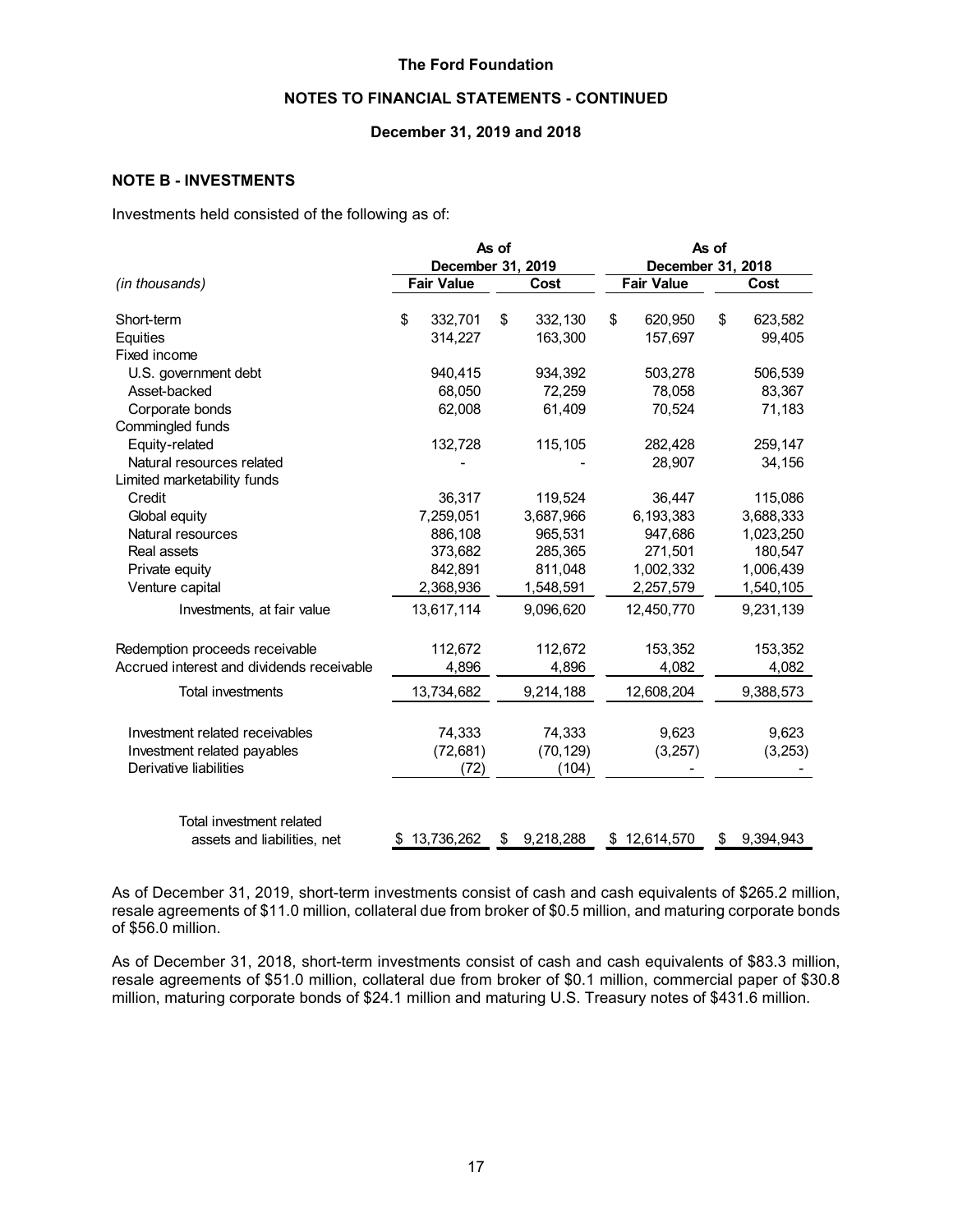**The Ford Foundation**

**NOTES TO FINANCIAL STATEMENTS - CONTINUED**

**December 31, 2019 and 2018**

## NOTE B - INVESTMENTS

Investments held consisted of the following as of:

| *(in thousands)* | As of December 31, 2019 Fair Value | As of December 31, 2019 Cost | As of December 31, 2018 Fair Value | As of December 31, 2018 Cost |
|---|---|---|---|---|
| Short-term | $ 332,701 | $ 332,130 | $ 620,950 | $ 623,582 |
| Equities | 314,227 | 163,300 | 157,697 | 99,405 |
| Fixed income | | | | |
| U.S. government debt | 940,415 | 934,392 | 503,278 | 506,539 |
| Asset-backed | 68,050 | 72,259 | 78,058 | 83,367 |
| Corporate bonds | 62,008 | 61,409 | 70,524 | 71,183 |
| Commingled funds | | | | |
| Equity-related | 132,728 | 115,105 | 282,428 | 259,147 |
| Natural resources related | - | - | 28,907 | 34,156 |
| Limited marketability funds | | | | |
| Credit | 36,317 | 119,524 | 36,447 | 115,086 |
| Global equity | 7,259,051 | 3,687,966 | 6,193,383 | 3,688,333 |
| Natural resources | 886,108 | 965,531 | 947,686 | 1,023,250 |
| Real assets | 373,682 | 285,365 | 271,501 | 180,547 |
| Private equity | 842,891 | 811,048 | 1,002,332 | 1,006,439 |
| Venture capital | 2,368,936 | 1,548,591 | 2,257,579 | 1,540,105 |
| Investments, at fair value | 13,617,114 | 9,096,620 | 12,450,770 | 9,231,139 |
| Redemption proceeds receivable | 112,672 | 112,672 | 153,352 | 153,352 |
| Accrued interest and dividends receivable | 4,896 | 4,896 | 4,082 | 4,082 |
| Total investments | 13,734,682 | 9,214,188 | 12,608,204 | 9,388,573 |
| Investment related receivables | 74,333 | 74,333 | 9,623 | 9,623 |
| Investment related payables | (72,681) | (70,129) | (3,257) | (3,253) |
| Derivative liabilities | (72) | (104) | - | - |
| Total investment related assets and liabilities, net | $ 13,736,262 | $ 9,218,288 | $ 12,614,570 | $ 9,394,943 |

As of December 31, 2019, short-term investments consist of cash and cash equivalents of $265.2 million, resale agreements of $11.0 million, collateral due from broker of $0.5 million, and maturing corporate bonds of $56.0 million.

As of December 31, 2018, short-term investments consist of cash and cash equivalents of $83.3 million, resale agreements of $51.0 million, collateral due from broker of $0.1 million, commercial paper of $30.8 million, maturing corporate bonds of $24.1 million and maturing U.S. Treasury notes of $431.6 million.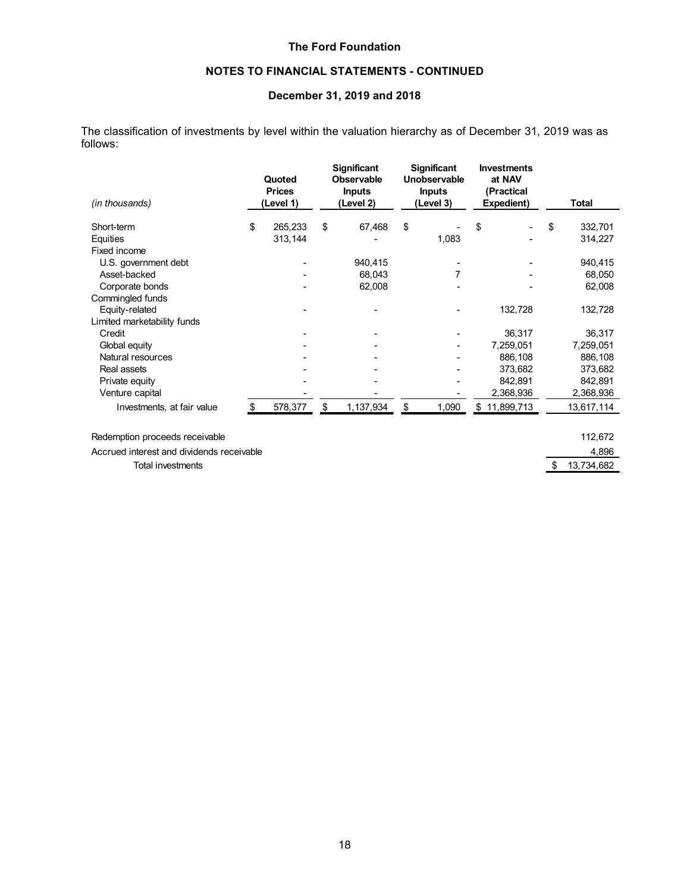The classification of investments by level within the valuation hierarchy as of December 31, 2019 was as follows:

| *(in thousands)* | Quoted Prices (Level 1) | Significant Observable Inputs (Level 2) | Significant Unobservable Inputs (Level 3) | Investments at NAV (Practical Expedient) | Total |
|---|---|---|---|---|---|
| Short-term | $ 265,233 | $ 67,468 | $ - | $ - | $ 332,701 |
| Equities | 313,144 | - | 1,083 | - | 314,227 |
| Fixed income | | | | | |
| U.S. government debt | - | 940,415 | - | - | 940,415 |
| Asset-backed | - | 68,043 | 7 | - | 68,050 |
| Corporate bonds | - | 62,008 | - | - | 62,008 |
| Commingled funds | | | | | |
| Equity-related | - | - | - | 132,728 | 132,728 |
| Limited marketability funds | | | | | |
| Credit | - | - | - | 36,317 | 36,317 |
| Global equity | - | - | - | 7,259,051 | 7,259,051 |
| Natural resources | - | - | - | 886,108 | 886,108 |
| Real assets | - | - | - | 373,682 | 373,682 |
| Private equity | - | - | - | 842,891 | 842,891 |
| Venture capital | - | - | - | 2,368,936 | 2,368,936 |
| Investments, at fair value | $ 578,377 | $ 1,137,934 | $ 1,090 | $ 11,899,713 | 13,617,114 |
| | | | | | |
| Redemption proceeds receivable | | | | | 112,672 |
| Accrued interest and dividends receivable | | | | | 4,896 |
| Total investments | | | | | $ 13,734,682 |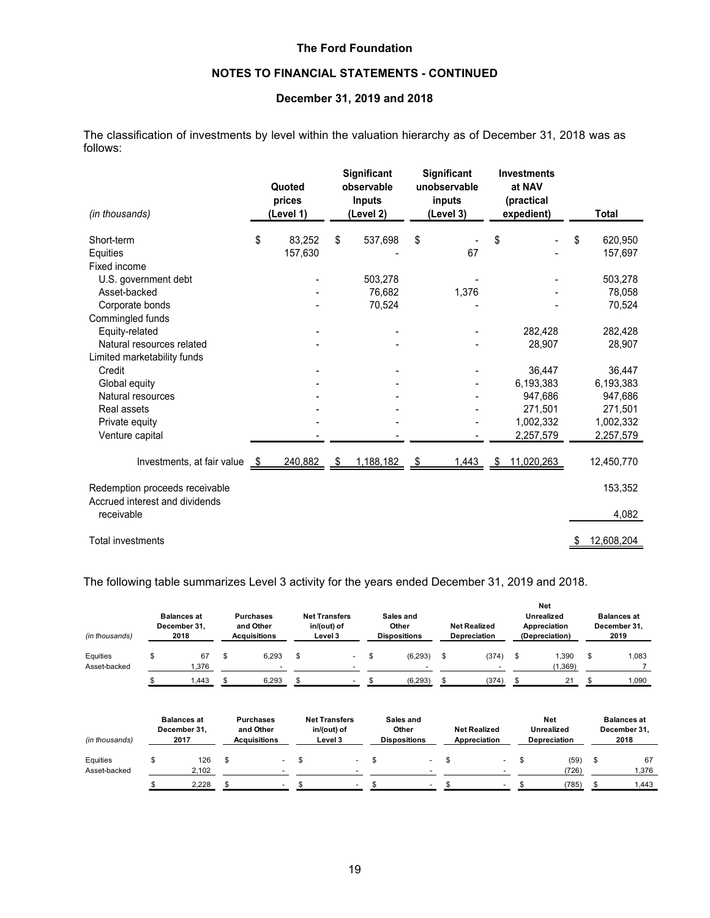**The Ford Foundation**

**NOTES TO FINANCIAL STATEMENTS - CONTINUED**

**December 31, 2019 and 2018**

The classification of investments by level within the valuation hierarchy as of December 31, 2018 was as follows:

| *(in thousands)* | Quoted prices (Level 1) | Significant observable Inputs (Level 2) | Significant unobservable inputs (Level 3) | Investments at NAV (practical expedient) | Total |
|---|---|---|---|---|---|
| Short-term | $ 83,252 | $ 537,698 | $ - | $ - | $ 620,950 |
| Equities | 157,630 | - | 67 | - | 157,697 |
| Fixed income | | | | | |
| U.S. government debt | - | 503,278 | - | - | 503,278 |
| Asset-backed | - | 76,682 | 1,376 | - | 78,058 |
| Corporate bonds | - | 70,524 | - | - | 70,524 |
| Commingled funds | | | | | |
| Equity-related | - | - | - | 282,428 | 282,428 |
| Natural resources related | - | - | - | 28,907 | 28,907 |
| Limited marketability funds | | | | | |
| Credit | - | - | - | 36,447 | 36,447 |
| Global equity | - | - | - | 6,193,383 | 6,193,383 |
| Natural resources | - | - | - | 947,686 | 947,686 |
| Real assets | - | - | - | 271,501 | 271,501 |
| Private equity | - | - | - | 1,002,332 | 1,002,332 |
| Venture capital | - | - | - | 2,257,579 | 2,257,579 |
| Investments, at fair value | $ 240,882 | $ 1,188,182 | $ 1,443 | $ 11,020,263 | 12,450,770 |
| Redemption proceeds receivable | | | | | 153,352 |
| Accrued interest and dividends receivable | | | | | 4,082 |
| Total investments | | | | | $ 12,608,204 |

The following table summarizes Level 3 activity for the years ended December 31, 2019 and 2018.

| *(in thousands)* | Balances at December 31, 2018 | Purchases and Other Acquisitions | Net Transfers in/(out) of Level 3 | Sales and Other Dispositions | Net Realized Depreciation | Net Unrealized Appreciation (Depreciation) | Balances at December 31, 2019 |
|---|---|---|---|---|---|---|---|
| Equities | $ 67 | $ 6,293 | $ - | $ (6,293) | $ (374) | $ 1,390 | $ 1,083 |
| Asset-backed | 1,376 | - | - | - | - | (1,369) | 7 |
| | $ 1,443 | $ 6,293 | $ - | $ (6,293) | $ (374) | $ 21 | $ 1,090 |

| *(in thousands)* | Balances at December 31, 2017 | Purchases and Other Acquisitions | Net Transfers in/(out) of Level 3 | Sales and Other Dispositions | Net Realized Appreciation | Net Unrealized Depreciation | Balances at December 31, 2018 |
|---|---|---|---|---|---|---|---|
| Equities | $ 126 | $ - | $ - | $ - | $ - | $ (59) | $ 67 |
| Asset-backed | 2,102 | - | - | - | - | (726) | 1,376 |
| | $ 2,228 | $ - | $ - | $ - | $ - | $ (785) | $ 1,443 |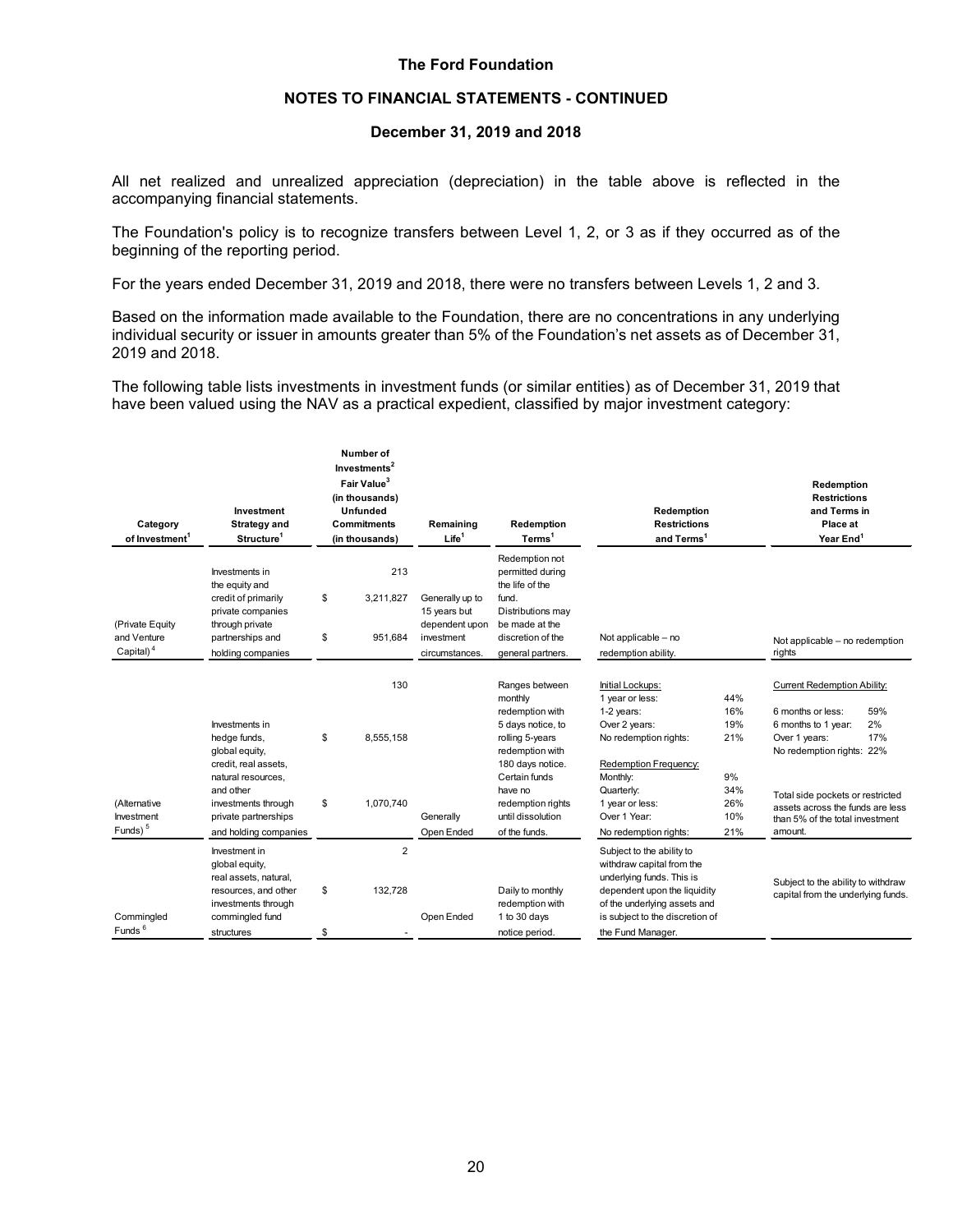All net realized and unrealized appreciation (depreciation) in the table above is reflected in the accompanying financial statements.

The Foundation's policy is to recognize transfers between Level 1, 2, or 3 as if they occurred as of the beginning of the reporting period.

For the years ended December 31, 2019 and 2018, there were no transfers between Levels 1, 2 and 3.

Based on the information made available to the Foundation, there are no concentrations in any underlying individual security or issuer in amounts greater than 5% of the Foundation's net assets as of December 31, 2019 and 2018.

The following table lists investments in investment funds (or similar entities) as of December 31, 2019 that have been valued using the NAV as a practical expedient, classified by major investment category:

| Category of Investment[1] | Investment Strategy and Structure[1] | Number of Investments[2] / Fair Value[3] (in thousands) / Unfunded Commitments (in thousands) | Remaining Life[1] | Redemption Terms[1] | Redemption Restrictions and Terms[1] | Redemption Restrictions and Terms in Place at Year End[1] |
|---|---|---|---|---|---|---|
| (Private Equity and Venture Capital)[4] | Investments in the equity and credit of primarily private companies through private partnerships and holding companies | 213<br>$ 3,211,827<br>$ 951,684 | Generally up to 15 years but dependent upon investment circumstances. | Redemption not permitted during the life of the fund. Distributions may be made at the discretion of the general partners. | Not applicable – no redemption ability. | Not applicable – no redemption rights |
| (Alternative Investment Funds)[5] | Investments in hedge funds, global equity, credit, real assets, natural resources, and other investments through private partnerships and holding companies | 130<br>$ 8,555,158<br>$ 1,070,740 | Generally Open Ended | Ranges between monthly redemption with 5 days notice, to rolling 5-years redemption with 180 days notice. Certain funds have no redemption rights until dissolution of the funds. | Initial Lockups:<br>1 year or less: 44%<br>1-2 years: 16%<br>Over 2 years: 19%<br>No redemption rights: 21%<br><br>Redemption Frequency:<br>Monthly: 9%<br>Quarterly: 34%<br>1 year or less: 26%<br>Over 1 Year: 10%<br>No redemption rights: 21% | Current Redemption Ability:<br>6 months or less: 59%<br>6 months to 1 year: 2%<br>Over 1 years: 17%<br>No redemption rights: 22%<br><br>Total side pockets or restricted assets across the funds are less than 5% of the total investment amount. |
| Commingled Funds[6] | Investment in global equity, real assets, natural, resources, and other investments through commingled fund structures | 2<br>$ 132,728<br>$ - | Open Ended | Daily to monthly redemption with 1 to 30 days notice period. | Subject to the ability to withdraw capital from the underlying funds. This is dependent upon the liquidity of the underlying assets and is subject to the discretion of the Fund Manager. | Subject to the ability to withdraw capital from the underlying funds. |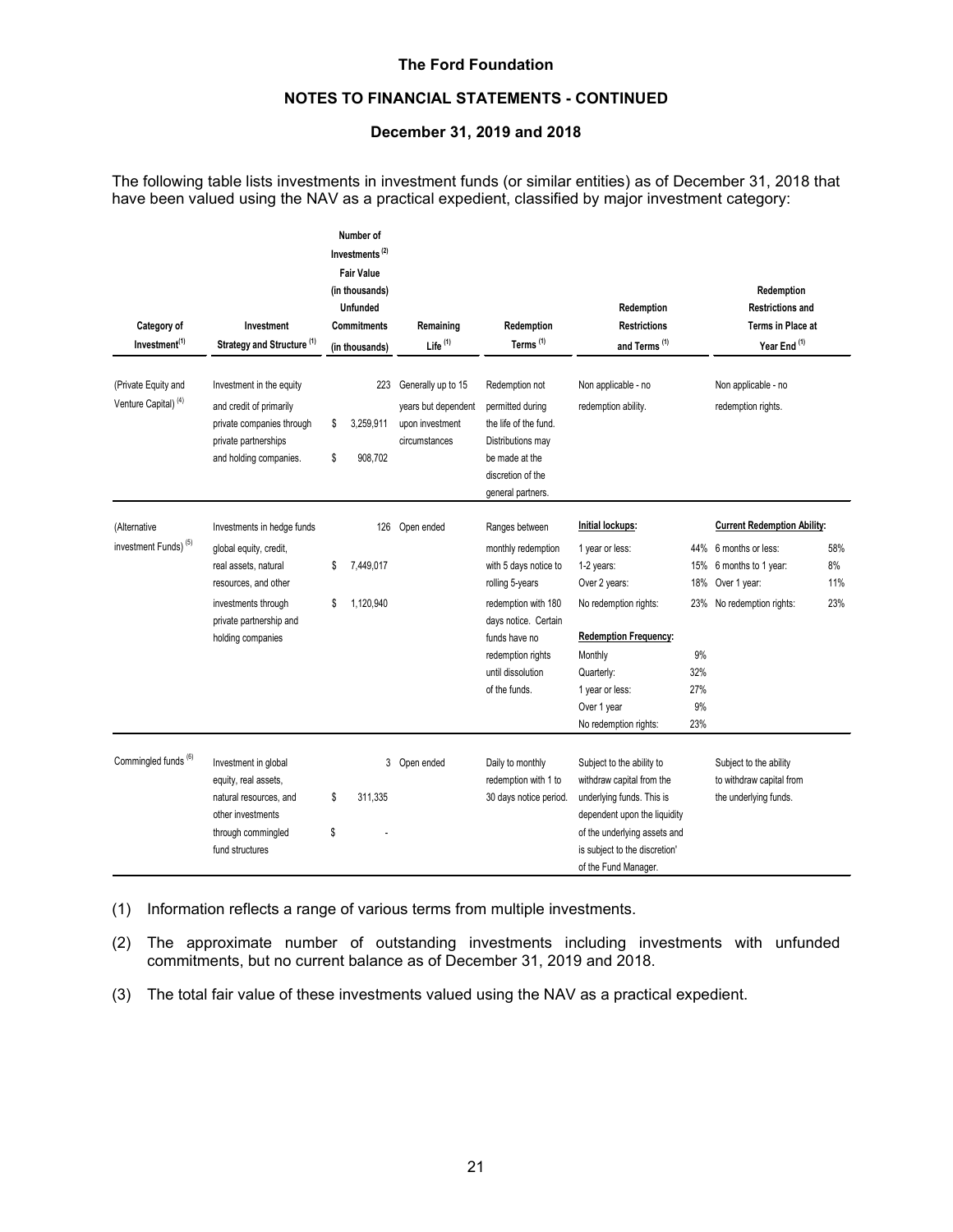The following table lists investments in investment funds (or similar entities) as of December 31, 2018 that have been valued using the NAV as a practical expedient, classified by major investment category:

| Category of Investment[(1)] | Investment Strategy and Structure [(1)] | Number of Investments [(2)] Fair Value (in thousands) Unfunded Commitments (in thousands) | Remaining Life [(1)] | Redemption Terms [(1)] | Redemption Restrictions and Terms [(1)] | | Redemption Restrictions and Terms in Place at Year End [(1)] | |
|---|---|---|---|---|---|---|---|---|
| (Private Equity and Venture Capital) [(4)] | Investment in the equity and credit of primarily private companies through private partnerships and holding companies. | 223<br>$ 3,259,911<br>$ 908,702 | Generally up to 15 years but dependent upon investment circumstances | Redemption not permitted during the life of the fund. Distributions may be made at the discretion of the general partners. | Non applicable - no redemption ability. | | Non applicable - no redemption rights. | |
| (Alternative investment Funds) [(5)] | Investments in hedge funds global equity, credit, real assets, natural resources, and other investments through private partnership and holding companies | 126<br>$ 7,449,017<br>$ 1,120,940 | Open ended | Ranges between monthly redemption with 5 days notice to rolling 5-years redemption with 180 days notice. Certain funds have no redemption rights until dissolution of the funds. | **Initial lockups:**<br>1 year or less:<br>1-2 years:<br>Over 2 years:<br>No redemption rights:<br>**Redemption Frequency:**<br>Monthly<br>Quarterly:<br>1 year or less:<br>Over 1 year<br>No redemption rights: | <br>44%<br>15%<br>18%<br>23%<br><br>9%<br>32%<br>27%<br>9%<br>23% | **Current Redemption Ability:**<br>6 months or less:<br>6 months to 1 year:<br>Over 1 year:<br>No redemption rights: | <br>58%<br>8%<br>11%<br>23% |
| Commingled funds [(6)] | Investment in global equity, real assets, natural resources, and other investments through commingled fund structures | 3<br>$ 311,335<br>$ - | Open ended | Daily to monthly redemption with 1 to 30 days notice period. | Subject to the ability to withdraw capital from the underlying funds. This is dependent upon the liquidity of the underlying assets and is subject to the discretion' of the Fund Manager. | | Subject to the ability to withdraw capital from the underlying funds. | |

(1) Information reflects a range of various terms from multiple investments.

(2) The approximate number of outstanding investments including investments with unfunded commitments, but no current balance as of December 31, 2019 and 2018.

(3) The total fair value of these investments valued using the NAV as a practical expedient.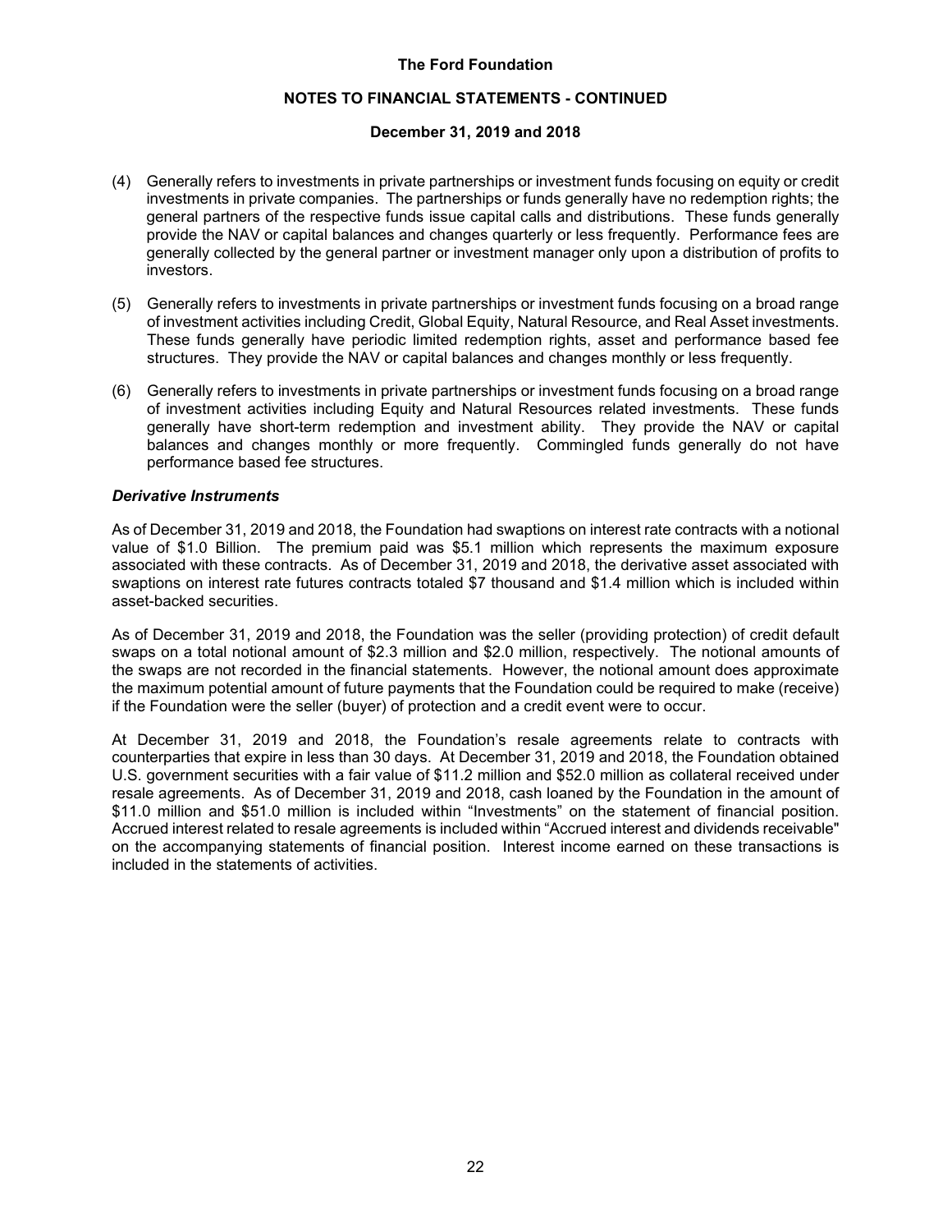(4) Generally refers to investments in private partnerships or investment funds focusing on equity or credit investments in private companies. The partnerships or funds generally have no redemption rights; the general partners of the respective funds issue capital calls and distributions. These funds generally provide the NAV or capital balances and changes quarterly or less frequently. Performance fees are generally collected by the general partner or investment manager only upon a distribution of profits to investors.

(5) Generally refers to investments in private partnerships or investment funds focusing on a broad range of investment activities including Credit, Global Equity, Natural Resource, and Real Asset investments. These funds generally have periodic limited redemption rights, asset and performance based fee structures. They provide the NAV or capital balances and changes monthly or less frequently.

(6) Generally refers to investments in private partnerships or investment funds focusing on a broad range of investment activities including Equity and Natural Resources related investments. These funds generally have short-term redemption and investment ability. They provide the NAV or capital balances and changes monthly or more frequently. Commingled funds generally do not have performance based fee structures.

### *Derivative Instruments*

As of December 31, 2019 and 2018, the Foundation had swaptions on interest rate contracts with a notional value of $1.0 Billion. The premium paid was $5.1 million which represents the maximum exposure associated with these contracts. As of December 31, 2019 and 2018, the derivative asset associated with swaptions on interest rate futures contracts totaled $7 thousand and $1.4 million which is included within asset-backed securities.

As of December 31, 2019 and 2018, the Foundation was the seller (providing protection) of credit default swaps on a total notional amount of $2.3 million and $2.0 million, respectively. The notional amounts of the swaps are not recorded in the financial statements. However, the notional amount does approximate the maximum potential amount of future payments that the Foundation could be required to make (receive) if the Foundation were the seller (buyer) of protection and a credit event were to occur.

At December 31, 2019 and 2018, the Foundation's resale agreements relate to contracts with counterparties that expire in less than 30 days. At December 31, 2019 and 2018, the Foundation obtained U.S. government securities with a fair value of $11.2 million and $52.0 million as collateral received under resale agreements. As of December 31, 2019 and 2018, cash loaned by the Foundation in the amount of $11.0 million and $51.0 million is included within "Investments" on the statement of financial position. Accrued interest related to resale agreements is included within "Accrued interest and dividends receivable" on the accompanying statements of financial position. Interest income earned on these transactions is included in the statements of activities.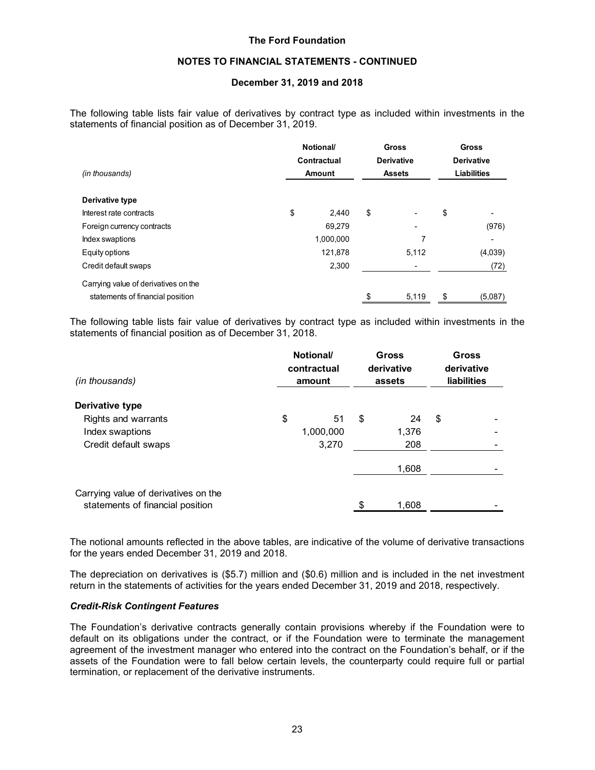The following table lists fair value of derivatives by contract type as included within investments in the statements of financial position as of December 31, 2019.

| *(in thousands)* | Notional/ Contractual Amount | Gross Derivative Assets | Gross Derivative Liabilities |
|---|---|---|---|
| **Derivative type** | | | |
| Interest rate contracts | $ 2,440 | $ - | $ - |
| Foreign currency contracts | 69,279 | - | (976) |
| Index swaptions | 1,000,000 | 7 | - |
| Equity options | 121,878 | 5,112 | (4,039) |
| Credit default swaps | 2,300 | - | (72) |
| Carrying value of derivatives on the statements of financial position | | $ 5,119 | $ (5,087) |

The following table lists fair value of derivatives by contract type as included within investments in the statements of financial position as of December 31, 2018.

| *(in thousands)* | Notional/ contractual amount | Gross derivative assets | Gross derivative liabilities |
|---|---|---|---|
| **Derivative type** | | | |
| Rights and warrants | $ 51 | $ 24 | $ - |
| Index swaptions | 1,000,000 | 1,376 | - |
| Credit default swaps | 3,270 | 208 | - |
| | | 1,608 | - |
| Carrying value of derivatives on the statements of financial position | | $ 1,608 | - |

The notional amounts reflected in the above tables, are indicative of the volume of derivative transactions for the years ended December 31, 2019 and 2018.

The depreciation on derivatives is ($5.7) million and ($0.6) million and is included in the net investment return in the statements of activities for the years ended December 31, 2019 and 2018, respectively.

### *Credit-Risk Contingent Features*

The Foundation's derivative contracts generally contain provisions whereby if the Foundation were to default on its obligations under the contract, or if the Foundation were to terminate the management agreement of the investment manager who entered into the contract on the Foundation's behalf, or if the assets of the Foundation were to fall below certain levels, the counterparty could require full or partial termination, or replacement of the derivative instruments.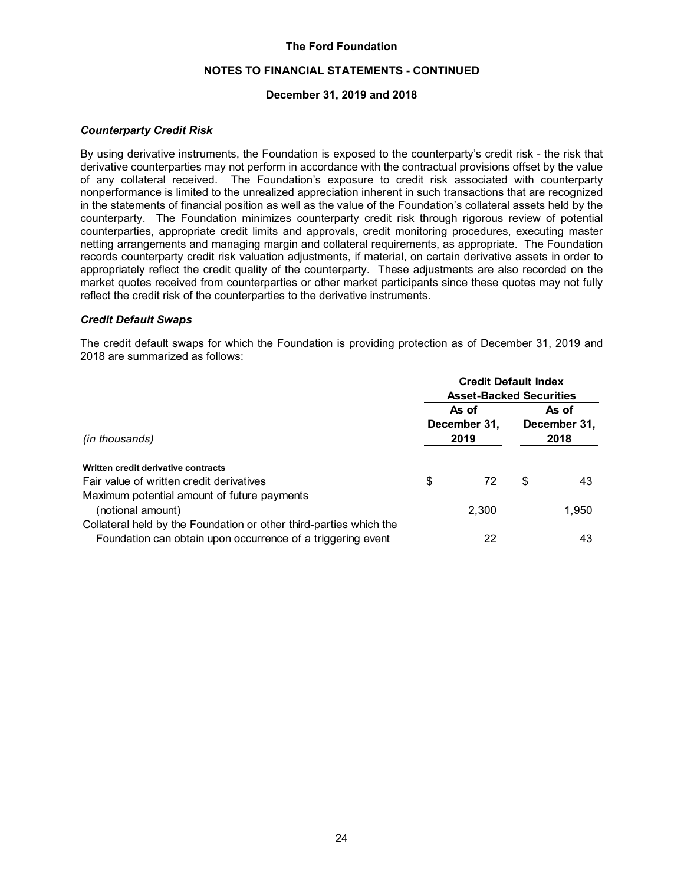### *Counterparty Credit Risk*

By using derivative instruments, the Foundation is exposed to the counterparty's credit risk - the risk that derivative counterparties may not perform in accordance with the contractual provisions offset by the value of any collateral received. The Foundation's exposure to credit risk associated with counterparty nonperformance is limited to the unrealized appreciation inherent in such transactions that are recognized in the statements of financial position as well as the value of the Foundation's collateral assets held by the counterparty. The Foundation minimizes counterparty credit risk through rigorous review of potential counterparties, appropriate credit limits and approvals, credit monitoring procedures, executing master netting arrangements and managing margin and collateral requirements, as appropriate. The Foundation records counterparty credit risk valuation adjustments, if material, on certain derivative assets in order to appropriately reflect the credit quality of the counterparty. These adjustments are also recorded on the market quotes received from counterparties or other market participants since these quotes may not fully reflect the credit risk of the counterparties to the derivative instruments.

### *Credit Default Swaps*

The credit default swaps for which the Foundation is providing protection as of December 31, 2019 and 2018 are summarized as follows:

| | **Credit Default Index Asset-Backed Securities** | |
|---|---|---|
| *(in thousands)* | **As of December 31, 2019** | **As of December 31, 2018** |
| **Written credit derivative contracts** | | |
| Fair value of written credit derivatives | $ 72 | $ 43 |
| Maximum potential amount of future payments (notional amount) | 2,300 | 1,950 |
| Collateral held by the Foundation or other third-parties which the Foundation can obtain upon occurrence of a triggering event | 22 | 43 |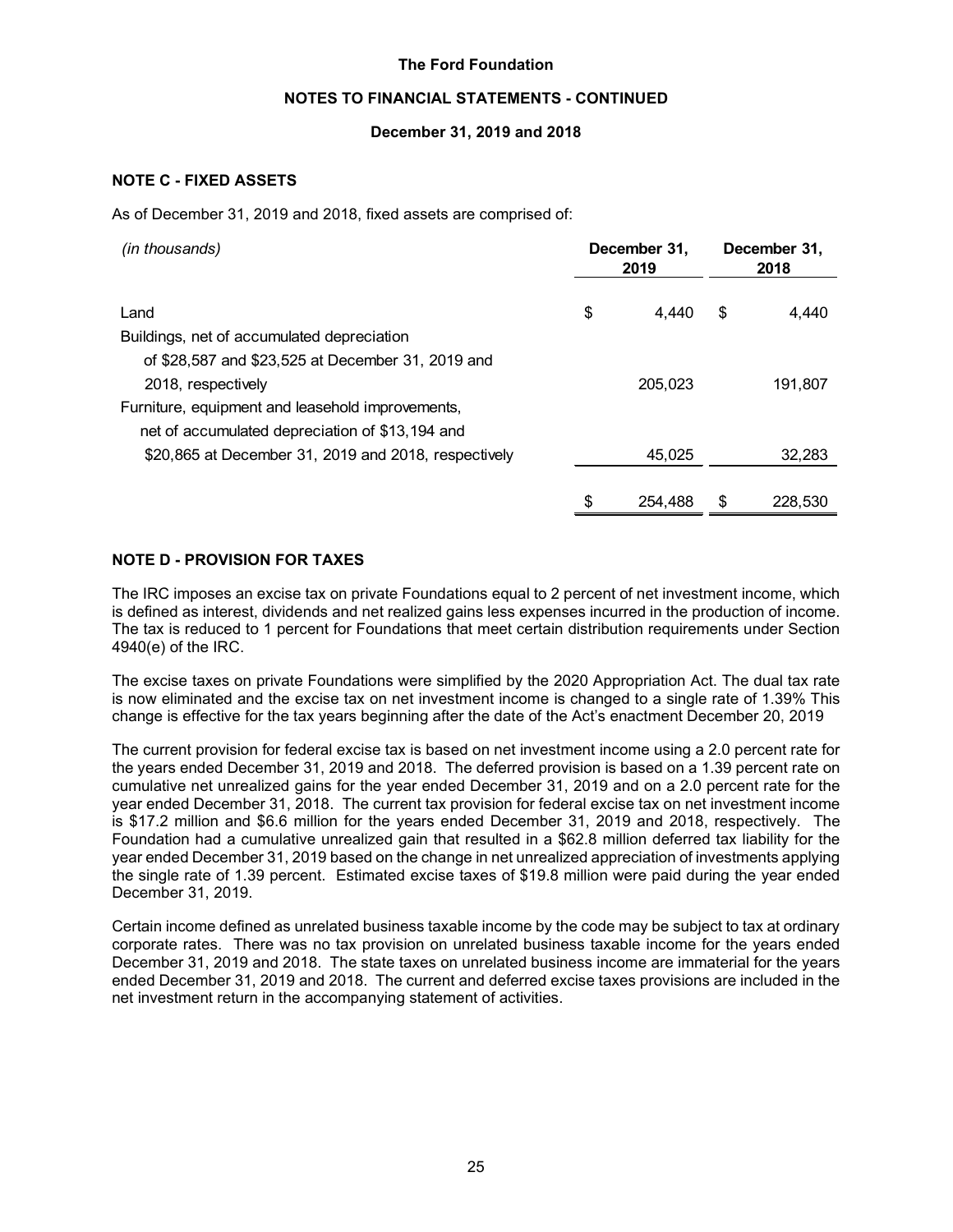**The Ford Foundation**

**NOTES TO FINANCIAL STATEMENTS - CONTINUED**

**December 31, 2019 and 2018**

## NOTE C - FIXED ASSETS

As of December 31, 2019 and 2018, fixed assets are comprised of:

| *(in thousands)* | December 31, 2019 | December 31, 2018 |
|---|---|---|
| Land | $ 4,440 | $ 4,440 |
| Buildings, net of accumulated depreciation of $28,587 and $23,525 at December 31, 2019 and 2018, respectively | 205,023 | 191,807 |
| Furniture, equipment and leasehold improvements, net of accumulated depreciation of $13,194 and $20,865 at December 31, 2019 and 2018, respectively | 45,025 | 32,283 |
| | $ 254,488 | $ 228,530 |

## NOTE D - PROVISION FOR TAXES

The IRC imposes an excise tax on private Foundations equal to 2 percent of net investment income, which is defined as interest, dividends and net realized gains less expenses incurred in the production of income. The tax is reduced to 1 percent for Foundations that meet certain distribution requirements under Section 4940(e) of the IRC.

The excise taxes on private Foundations were simplified by the 2020 Appropriation Act. The dual tax rate is now eliminated and the excise tax on net investment income is changed to a single rate of 1.39% This change is effective for the tax years beginning after the date of the Act's enactment December 20, 2019

The current provision for federal excise tax is based on net investment income using a 2.0 percent rate for the years ended December 31, 2019 and 2018. The deferred provision is based on a 1.39 percent rate on cumulative net unrealized gains for the year ended December 31, 2019 and on a 2.0 percent rate for the year ended December 31, 2018. The current tax provision for federal excise tax on net investment income is $17.2 million and $6.6 million for the years ended December 31, 2019 and 2018, respectively. The Foundation had a cumulative unrealized gain that resulted in a $62.8 million deferred tax liability for the year ended December 31, 2019 based on the change in net unrealized appreciation of investments applying the single rate of 1.39 percent. Estimated excise taxes of $19.8 million were paid during the year ended December 31, 2019.

Certain income defined as unrelated business taxable income by the code may be subject to tax at ordinary corporate rates. There was no tax provision on unrelated business taxable income for the years ended December 31, 2019 and 2018. The state taxes on unrelated business income are immaterial for the years ended December 31, 2019 and 2018. The current and deferred excise taxes provisions are included in the net investment return in the accompanying statement of activities.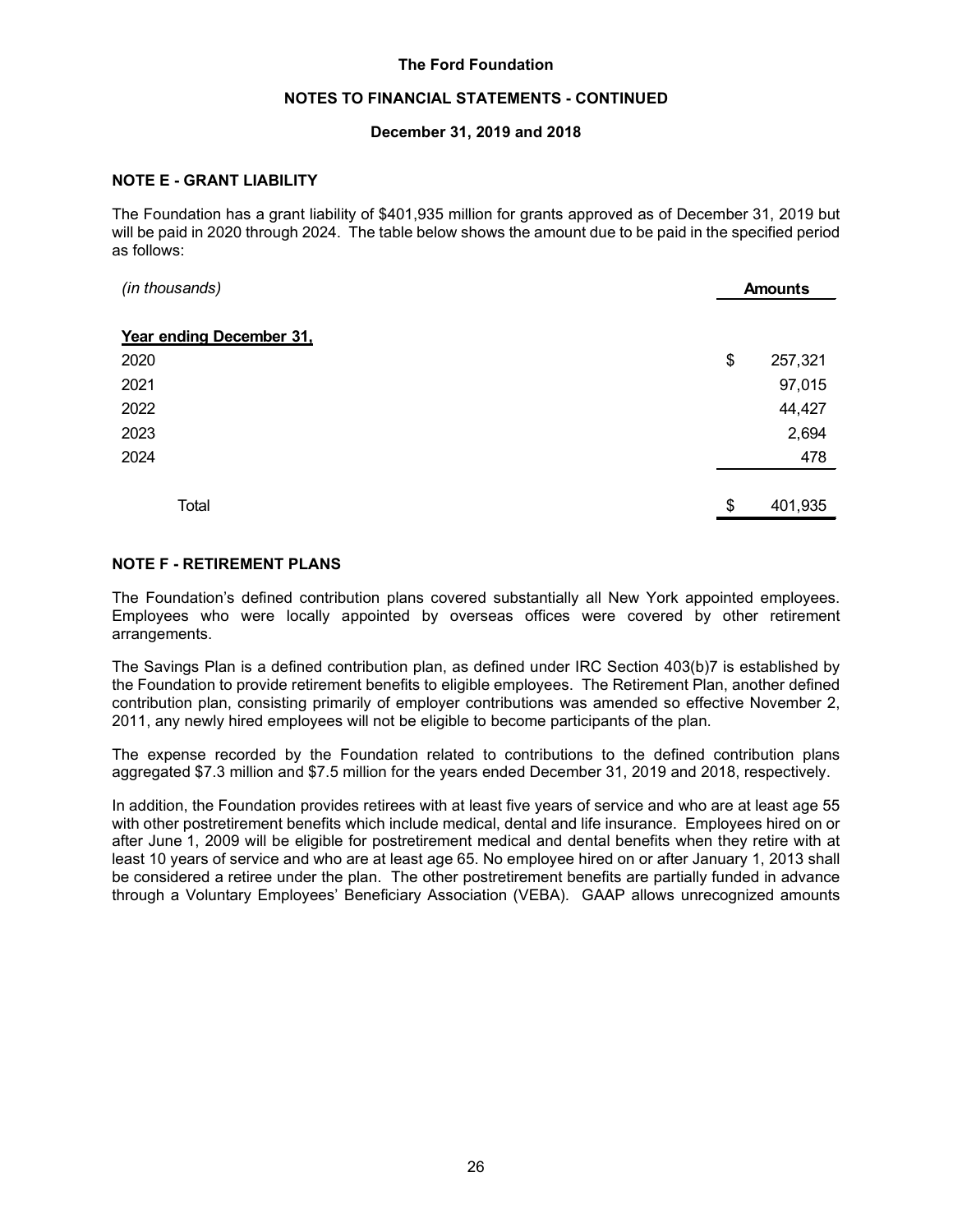## NOTE E - GRANT LIABILITY

The Foundation has a grant liability of $401,935 million for grants approved as of December 31, 2019 but will be paid in 2020 through 2024. The table below shows the amount due to be paid in the specified period as follows:

| *(in thousands)* | **Amounts** |
|---|---|
| **Year ending December 31,** | |
| 2020 | $ 257,321 |
| 2021 | 97,015 |
| 2022 | 44,427 |
| 2023 | 2,694 |
| 2024 | 478 |
| Total | $ 401,935 |

## NOTE F - RETIREMENT PLANS

The Foundation's defined contribution plans covered substantially all New York appointed employees. Employees who were locally appointed by overseas offices were covered by other retirement arrangements.

The Savings Plan is a defined contribution plan, as defined under IRC Section 403(b)7 is established by the Foundation to provide retirement benefits to eligible employees. The Retirement Plan, another defined contribution plan, consisting primarily of employer contributions was amended so effective November 2, 2011, any newly hired employees will not be eligible to become participants of the plan.

The expense recorded by the Foundation related to contributions to the defined contribution plans aggregated $7.3 million and $7.5 million for the years ended December 31, 2019 and 2018, respectively.

In addition, the Foundation provides retirees with at least five years of service and who are at least age 55 with other postretirement benefits which include medical, dental and life insurance. Employees hired on or after June 1, 2009 will be eligible for postretirement medical and dental benefits when they retire with at least 10 years of service and who are at least age 65. No employee hired on or after January 1, 2013 shall be considered a retiree under the plan. The other postretirement benefits are partially funded in advance through a Voluntary Employees' Beneficiary Association (VEBA). GAAP allows unrecognized amounts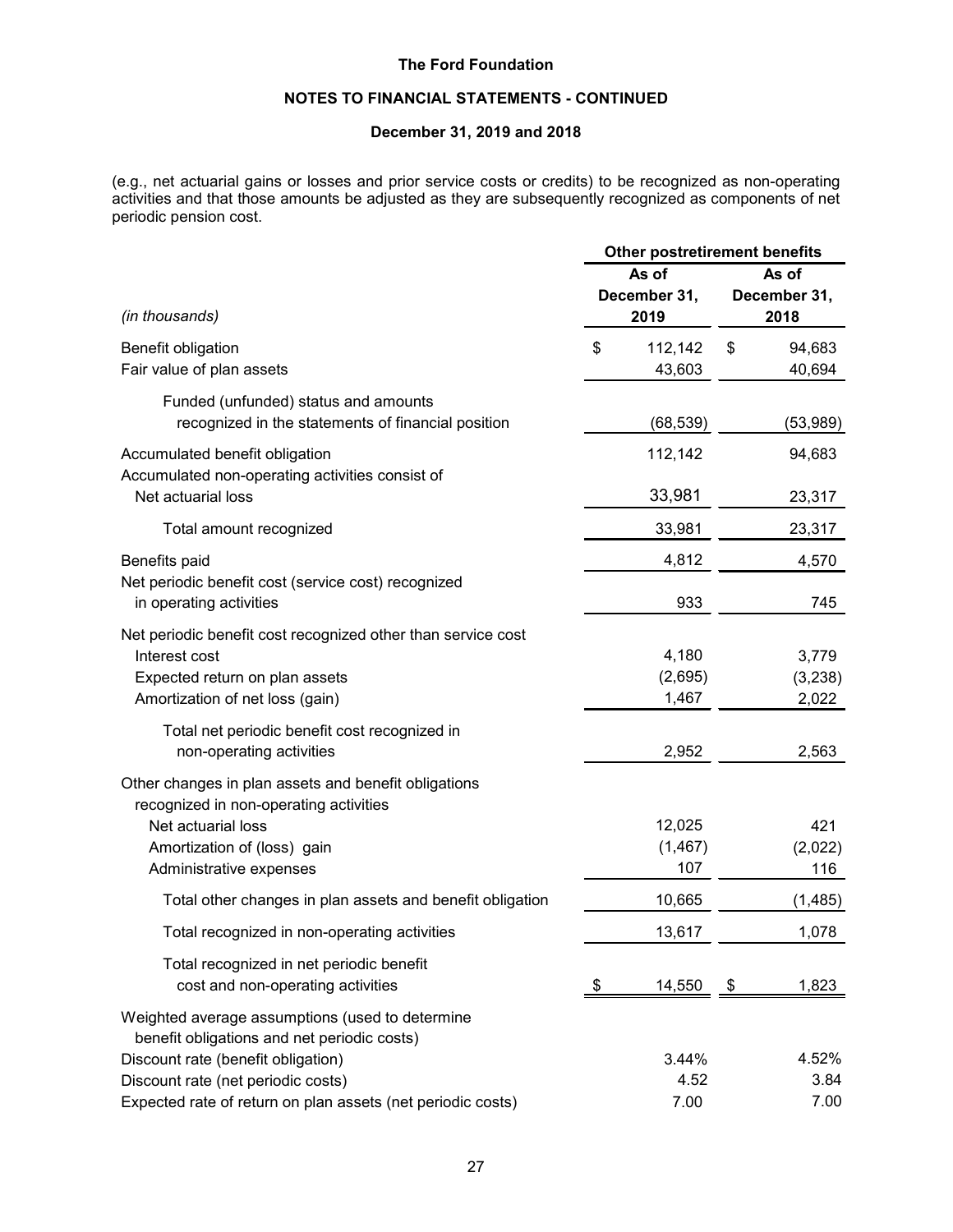**The Ford Foundation**

**NOTES TO FINANCIAL STATEMENTS - CONTINUED**

**December 31, 2019 and 2018**

(e.g., net actuarial gains or losses and prior service costs or credits) to be recognized as non-operating activities and that those amounts be adjusted as they are subsequently recognized as components of net periodic pension cost.

| | **Other postretirement benefits** | |
|---|---|---|
| *(in thousands)* | **As of December 31, 2019** | **As of December 31, 2018** |
| Benefit obligation | $ 112,142 | $ 94,683 |
| Fair value of plan assets | 43,603 | 40,694 |
| Funded (unfunded) status and amounts recognized in the statements of financial position | (68,539) | (53,989) |
| Accumulated benefit obligation | 112,142 | 94,683 |
| Accumulated non-operating activities consist of | | |
| Net actuarial loss | 33,981 | 23,317 |
| Total amount recognized | 33,981 | 23,317 |
| Benefits paid | 4,812 | 4,570 |
| Net periodic benefit cost (service cost) recognized in operating activities | 933 | 745 |
| Net periodic benefit cost recognized other than service cost | | |
| Interest cost | 4,180 | 3,779 |
| Expected return on plan assets | (2,695) | (3,238) |
| Amortization of net loss (gain) | 1,467 | 2,022 |
| Total net periodic benefit cost recognized in non-operating activities | 2,952 | 2,563 |
| Other changes in plan assets and benefit obligations recognized in non-operating activities | | |
| Net actuarial loss | 12,025 | 421 |
| Amortization of (loss) gain | (1,467) | (2,022) |
| Administrative expenses | 107 | 116 |
| Total other changes in plan assets and benefit obligation | 10,665 | (1,485) |
| Total recognized in non-operating activities | 13,617 | 1,078 |
| Total recognized in net periodic benefit cost and non-operating activities | $ 14,550 | $ 1,823 |
| Weighted average assumptions (used to determine benefit obligations and net periodic costs) | | |
| Discount rate (benefit obligation) | 3.44% | 4.52% |
| Discount rate (net periodic costs) | 4.52 | 3.84 |
| Expected rate of return on plan assets (net periodic costs) | 7.00 | 7.00 |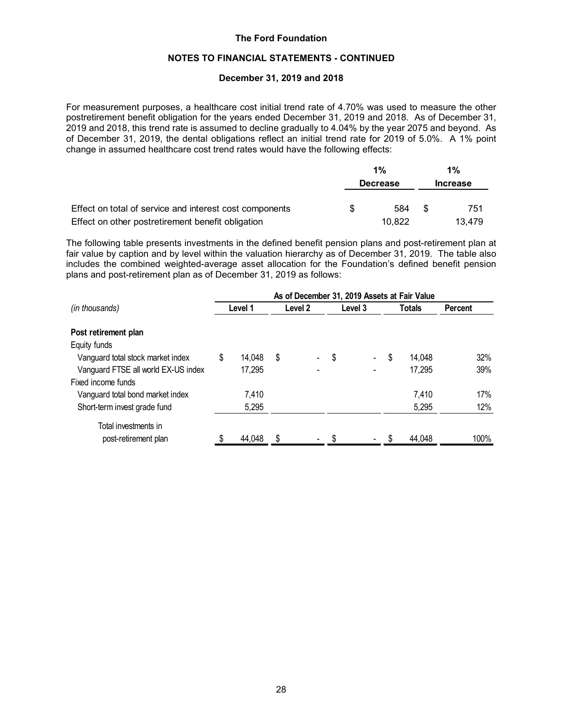For measurement purposes, a healthcare cost initial trend rate of 4.70% was used to measure the other postretirement benefit obligation for the years ended December 31, 2019 and 2018. As of December 31, 2019 and 2018, this trend rate is assumed to decline gradually to 4.04% by the year 2075 and beyond. As of December 31, 2019, the dental obligations reflect an initial trend rate for 2019 of 5.0%. A 1% point change in assumed healthcare cost trend rates would have the following effects:

| | 1% Decrease | 1% Increase |
|---|---|---|
| Effect on total of service and interest cost components | $ 584 | $ 751 |
| Effect on other postretirement benefit obligation | 10,822 | 13,479 |

The following table presents investments in the defined benefit pension plans and post-retirement plan at fair value by caption and by level within the valuation hierarchy as of December 31, 2019. The table also includes the combined weighted-average asset allocation for the Foundation's defined benefit pension plans and post-retirement plan as of December 31, 2019 as follows:

| *(in thousands)* | As of December 31, 2019 Assets at Fair Value | | | | |
|---|---|---|---|---|---|
| | Level 1 | Level 2 | Level 3 | Totals | Percent |
| **Post retirement plan** | | | | | |
| Equity funds | | | | | |
| Vanguard total stock market index | $ 14,048 | $ - | $ - | $ 14,048 | 32% |
| Vanguard FTSE all world EX-US index | 17,295 | - | - | 17,295 | 39% |
| Fixed income funds | | | | | |
| Vanguard total bond market index | 7,410 | | | 7,410 | 17% |
| Short-term invest grade fund | 5,295 | | | 5,295 | 12% |
| Total investments in post-retirement plan | $ 44,048 | $ - | $ - | $ 44,048 | 100% |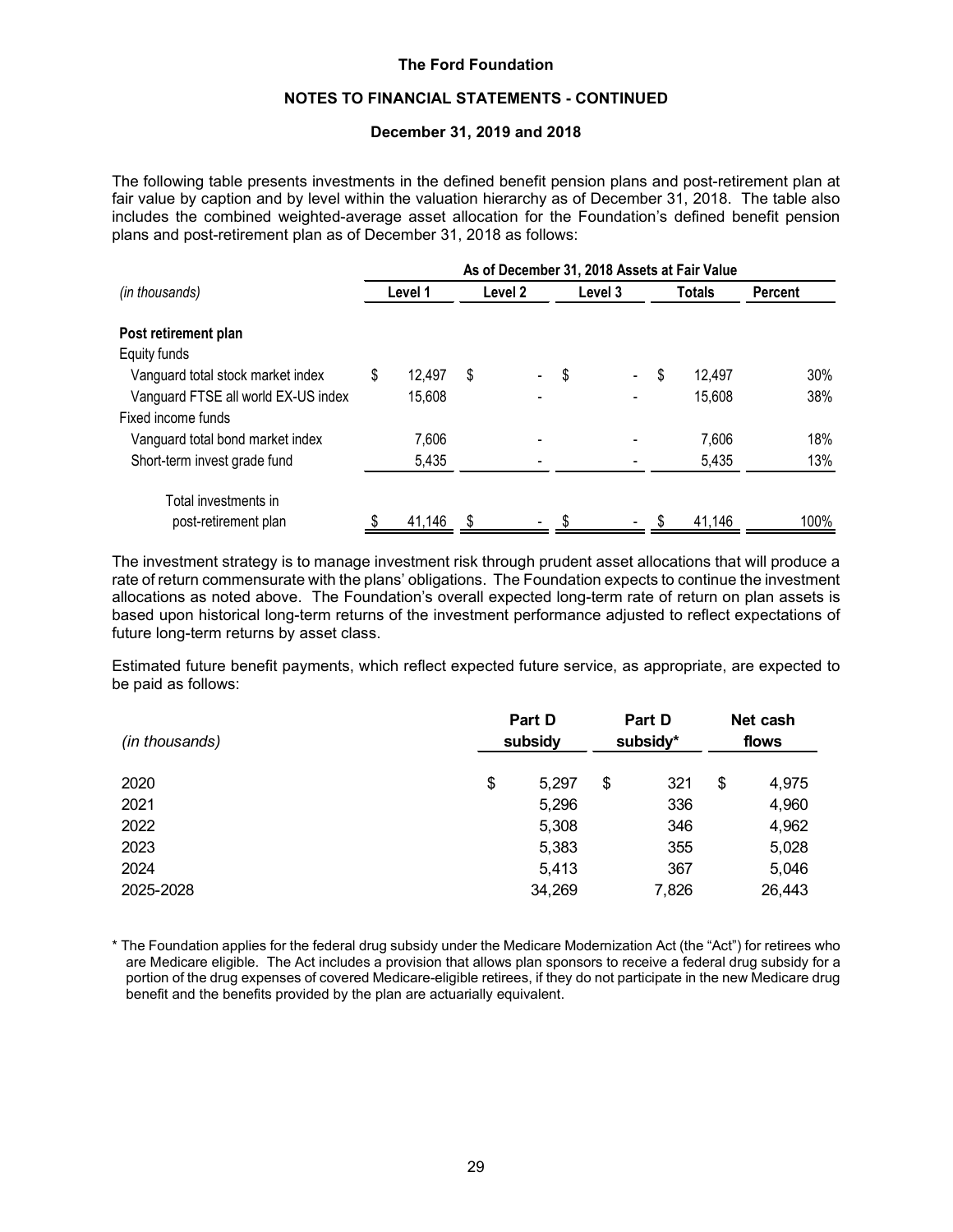The following table presents investments in the defined benefit pension plans and post-retirement plan at fair value by caption and by level within the valuation hierarchy as of December 31, 2018. The table also includes the combined weighted-average asset allocation for the Foundation's defined benefit pension plans and post-retirement plan as of December 31, 2018 as follows:

| | As of December 31, 2018 Assets at Fair Value | | | | |
|---|---|---|---|---|---|
| *(in thousands)* | Level 1 | Level 2 | Level 3 | Totals | Percent |
| **Post retirement plan** | | | | | |
| Equity funds | | | | | |
| Vanguard total stock market index | $ 12,497 | $ - | $ - | $ 12,497 | 30% |
| Vanguard FTSE all world EX-US index | 15,608 | - | - | 15,608 | 38% |
| Fixed income funds | | | | | |
| Vanguard total bond market index | 7,606 | - | - | 7,606 | 18% |
| Short-term invest grade fund | 5,435 | - | - | 5,435 | 13% |
| Total investments in post-retirement plan | $ 41,146 | $ - | $ - | $ 41,146 | 100% |

The investment strategy is to manage investment risk through prudent asset allocations that will produce a rate of return commensurate with the plans' obligations. The Foundation expects to continue the investment allocations as noted above. The Foundation's overall expected long-term rate of return on plan assets is based upon historical long-term returns of the investment performance adjusted to reflect expectations of future long-term returns by asset class.

Estimated future benefit payments, which reflect expected future service, as appropriate, are expected to be paid as follows:

| *(in thousands)* | Part D subsidy | Part D subsidy* | Net cash flows |
|---|---|---|---|
| 2020 | $ 5,297 | $ 321 | $ 4,975 |
| 2021 | 5,296 | 336 | 4,960 |
| 2022 | 5,308 | 346 | 4,962 |
| 2023 | 5,383 | 355 | 5,028 |
| 2024 | 5,413 | 367 | 5,046 |
| 2025-2028 | 34,269 | 7,826 | 26,443 |

\* The Foundation applies for the federal drug subsidy under the Medicare Modernization Act (the "Act") for retirees who are Medicare eligible. The Act includes a provision that allows plan sponsors to receive a federal drug subsidy for a portion of the drug expenses of covered Medicare-eligible retirees, if they do not participate in the new Medicare drug benefit and the benefits provided by the plan are actuarially equivalent.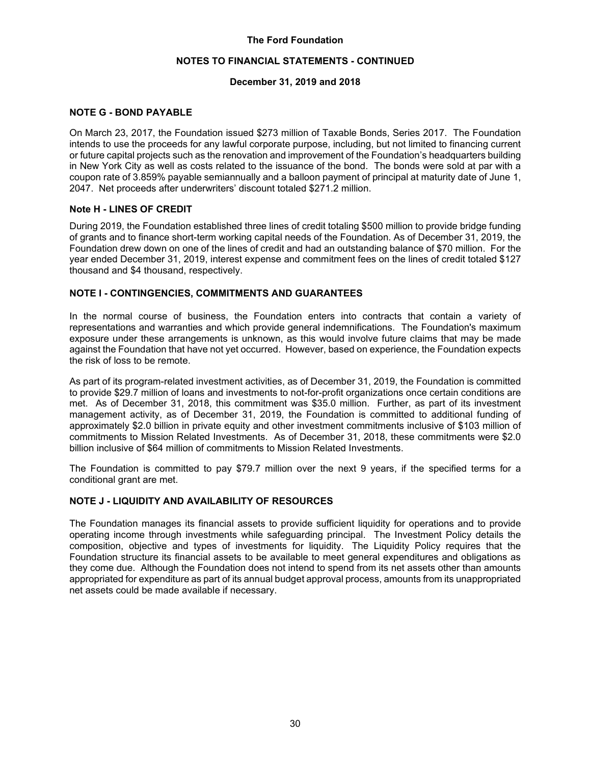## NOTE G - BOND PAYABLE

On March 23, 2017, the Foundation issued $273 million of Taxable Bonds, Series 2017. The Foundation intends to use the proceeds for any lawful corporate purpose, including, but not limited to financing current or future capital projects such as the renovation and improvement of the Foundation's headquarters building in New York City as well as costs related to the issuance of the bond. The bonds were sold at par with a coupon rate of 3.859% payable semiannually and a balloon payment of principal at maturity date of June 1, 2047. Net proceeds after underwriters' discount totaled $271.2 million.

## Note H - LINES OF CREDIT

During 2019, the Foundation established three lines of credit totaling $500 million to provide bridge funding of grants and to finance short-term working capital needs of the Foundation. As of December 31, 2019, the Foundation drew down on one of the lines of credit and had an outstanding balance of $70 million. For the year ended December 31, 2019, interest expense and commitment fees on the lines of credit totaled $127 thousand and $4 thousand, respectively.

## NOTE I - CONTINGENCIES, COMMITMENTS AND GUARANTEES

In the normal course of business, the Foundation enters into contracts that contain a variety of representations and warranties and which provide general indemnifications. The Foundation's maximum exposure under these arrangements is unknown, as this would involve future claims that may be made against the Foundation that have not yet occurred. However, based on experience, the Foundation expects the risk of loss to be remote.

As part of its program-related investment activities, as of December 31, 2019, the Foundation is committed to provide $29.7 million of loans and investments to not-for-profit organizations once certain conditions are met. As of December 31, 2018, this commitment was $35.0 million. Further, as part of its investment management activity, as of December 31, 2019, the Foundation is committed to additional funding of approximately $2.0 billion in private equity and other investment commitments inclusive of $103 million of commitments to Mission Related Investments. As of December 31, 2018, these commitments were $2.0 billion inclusive of $64 million of commitments to Mission Related Investments.

The Foundation is committed to pay $79.7 million over the next 9 years, if the specified terms for a conditional grant are met.

## NOTE J - LIQUIDITY AND AVAILABILITY OF RESOURCES

The Foundation manages its financial assets to provide sufficient liquidity for operations and to provide operating income through investments while safeguarding principal. The Investment Policy details the composition, objective and types of investments for liquidity. The Liquidity Policy requires that the Foundation structure its financial assets to be available to meet general expenditures and obligations as they come due. Although the Foundation does not intend to spend from its net assets other than amounts appropriated for expenditure as part of its annual budget approval process, amounts from its unappropriated net assets could be made available if necessary.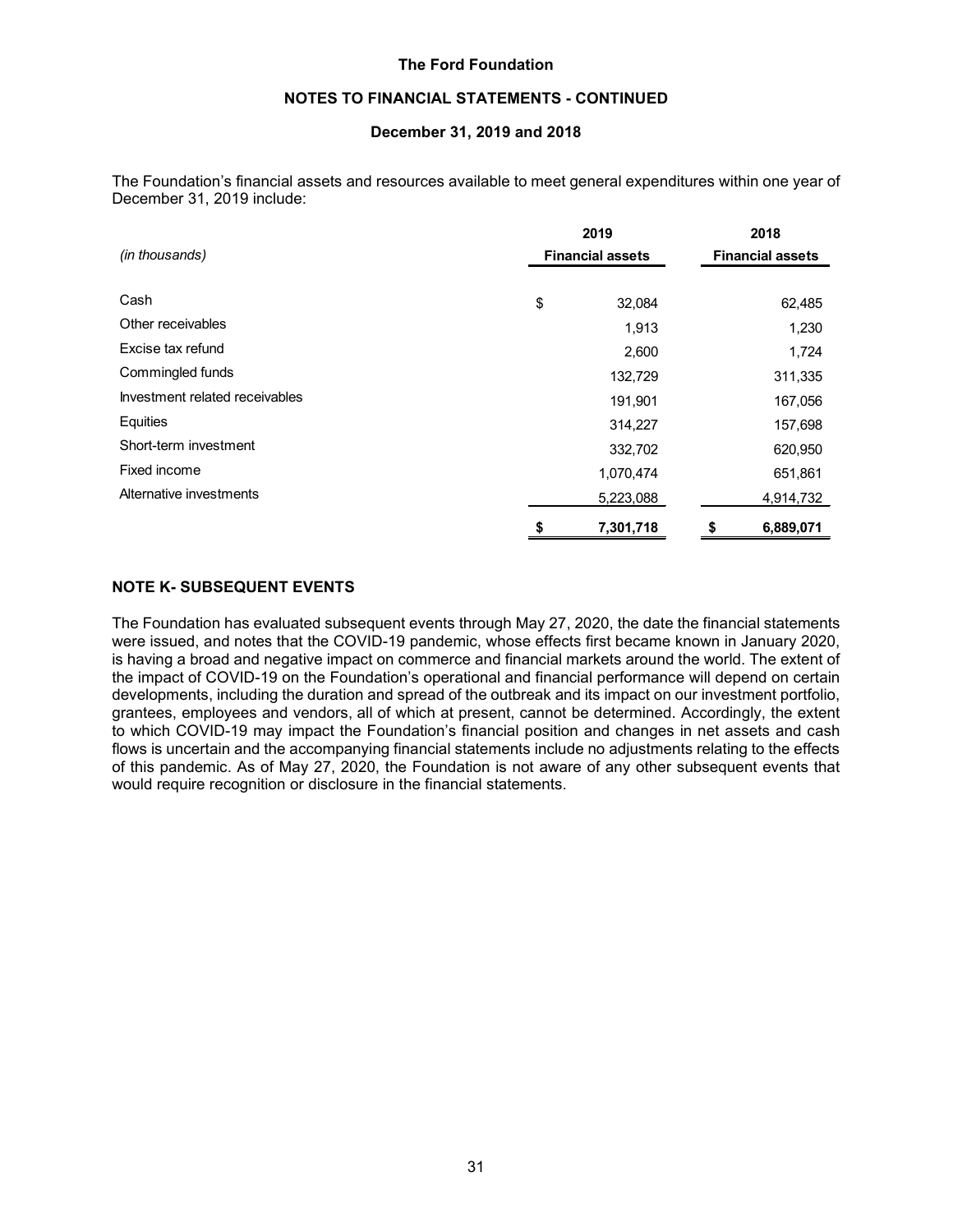The Foundation's financial assets and resources available to meet general expenditures within one year of December 31, 2019 include:

| *(in thousands)* | 2019 Financial assets | 2018 Financial assets |
| --- | --- | --- |
| Cash | $ 32,084 | 62,485 |
| Other receivables | 1,913 | 1,230 |
| Excise tax refund | 2,600 | 1,724 |
| Commingled funds | 132,729 | 311,335 |
| Investment related receivables | 191,901 | 167,056 |
| Equities | 314,227 | 157,698 |
| Short-term investment | 332,702 | 620,950 |
| Fixed income | 1,070,474 | 651,861 |
| Alternative investments | 5,223,088 | 4,914,732 |
| | **$ 7,301,718** | **$ 6,889,071** |

## NOTE K- SUBSEQUENT EVENTS

The Foundation has evaluated subsequent events through May 27, 2020, the date the financial statements were issued, and notes that the COVID-19 pandemic, whose effects first became known in January 2020, is having a broad and negative impact on commerce and financial markets around the world. The extent of the impact of COVID-19 on the Foundation's operational and financial performance will depend on certain developments, including the duration and spread of the outbreak and its impact on our investment portfolio, grantees, employees and vendors, all of which at present, cannot be determined. Accordingly, the extent to which COVID-19 may impact the Foundation's financial position and changes in net assets and cash flows is uncertain and the accompanying financial statements include no adjustments relating to the effects of this pandemic. As of May 27, 2020, the Foundation is not aware of any other subsequent events that would require recognition or disclosure in the financial statements.